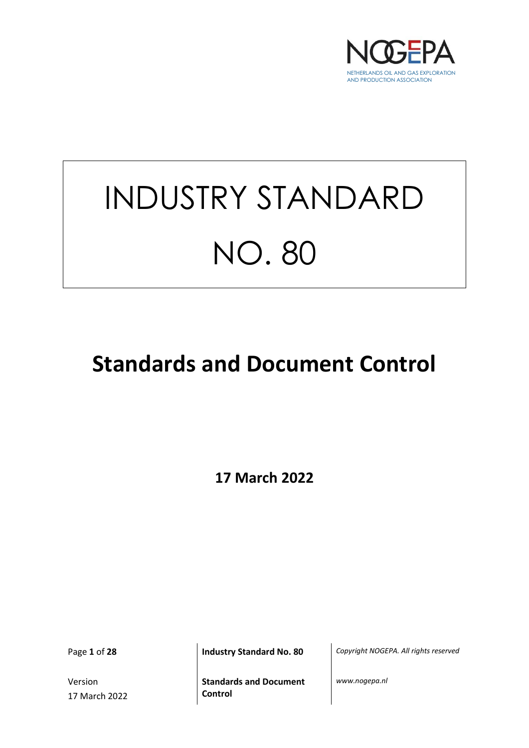NOGEPA

NETHERLANDS OIL AND GAS EXPLORATION AND PRODUCTION ASSOCIATION

# INDUSTRY STANDARD NO. 80

## Standards and Document Control

**17 March 2022**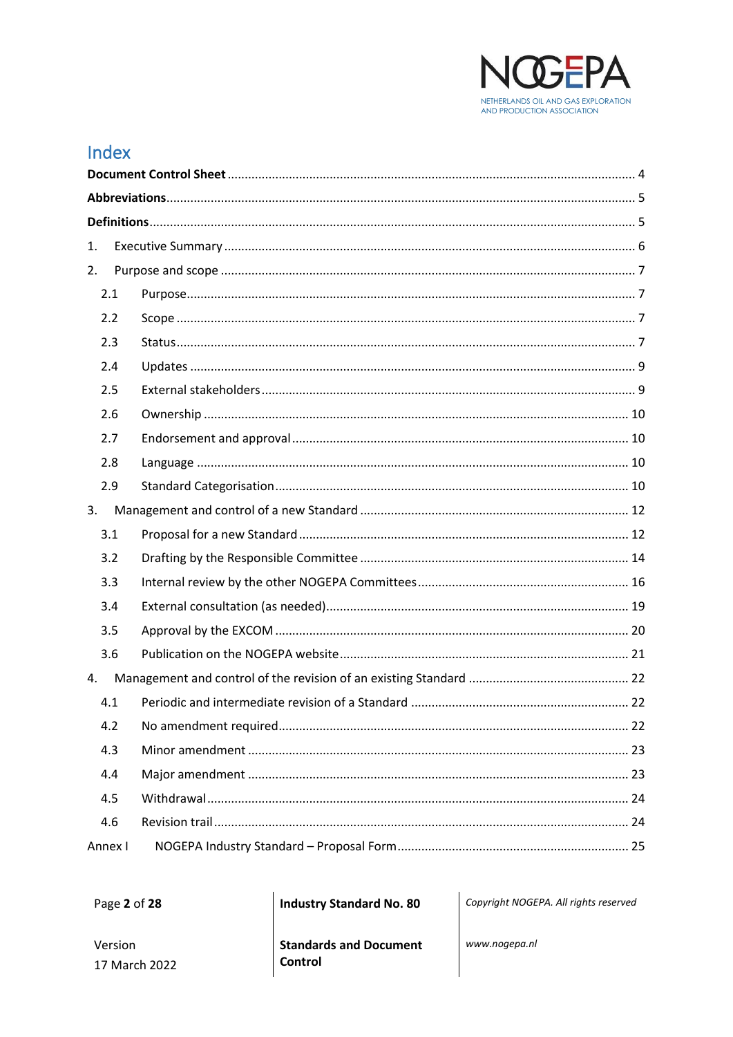# Index

**Document Control Sheet** ........ 4

**Abbreviations** ........ 5

**Definitions** ........ 5

1. Executive Summary ........ 6
2. Purpose and scope ........ 7
   - 2.1 Purpose ........ 7
   - 2.2 Scope ........ 7
   - 2.3 Status ........ 7
   - 2.4 Updates ........ 9
   - 2.5 External stakeholders ........ 9
   - 2.6 Ownership ........ 10
   - 2.7 Endorsement and approval ........ 10
   - 2.8 Language ........ 10
   - 2.9 Standard Categorisation ........ 10
3. Management and control of a new Standard ........ 12
   - 3.1 Proposal for a new Standard ........ 12
   - 3.2 Drafting by the Responsible Committee ........ 14
   - 3.3 Internal review by the other NOGEPA Committees ........ 16
   - 3.4 External consultation (as needed) ........ 19
   - 3.5 Approval by the EXCOM ........ 20
   - 3.6 Publication on the NOGEPA website ........ 21
4. Management and control of the revision of an existing Standard ........ 22
   - 4.1 Periodic and intermediate revision of a Standard ........ 22
   - 4.2 No amendment required ........ 22
   - 4.3 Minor amendment ........ 23
   - 4.4 Major amendment ........ 23
   - 4.5 Withdrawal ........ 24
   - 4.6 Revision trail ........ 24

Annex I NOGEPA Industry Standard – Proposal Form ........ 25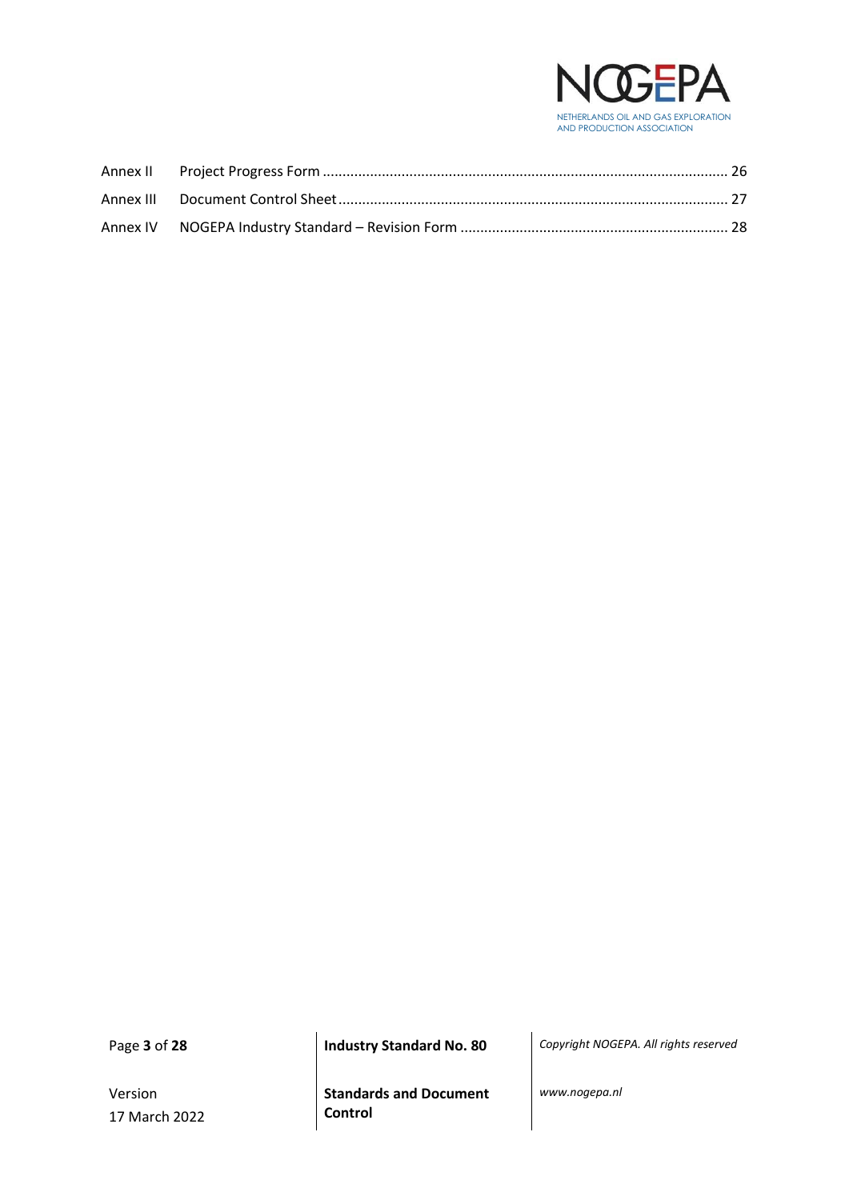| | | |
|---|---|---|
| Annex II | Project Progress Form | 26 |
| Annex III | Document Control Sheet | 27 |
| Annex IV | NOGEPA Industry Standard – Revision Form | 28 |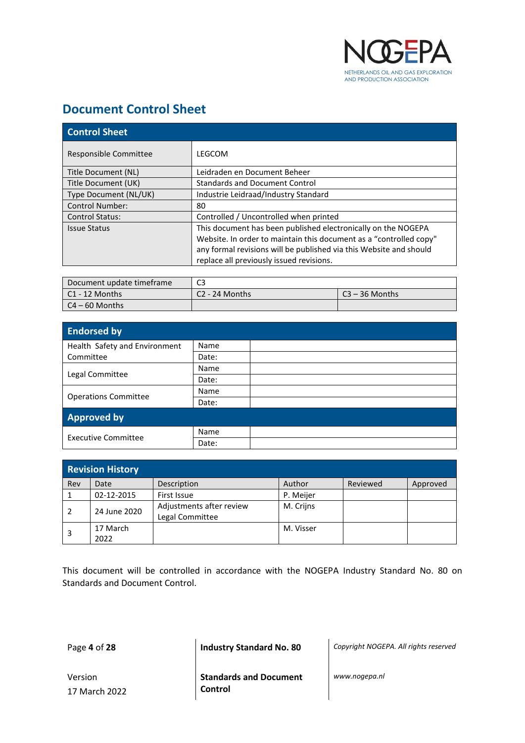## Document Control Sheet

| Control Sheet | |
|---|---|
| Responsible Committee | LEGCOM |
| Title Document (NL) | Leidraden en Document Beheer |
| Title Document (UK) | Standards and Document Control |
| Type Document (NL/UK) | Industrie Leidraad/Industry Standard |
| Control Number: | 80 |
| Control Status: | Controlled / Uncontrolled when printed |
| Issue Status | This document has been published electronically on the NOGEPA Website. In order to maintain this document as a "controlled copy" any formal revisions will be published via this Website and should replace all previously issued revisions. |

| Document update timeframe | C3 | |
|---|---|---|
| C1 - 12 Months | C2 - 24 Months | C3 – 36 Months |
| C4 – 60 Months | | |

| Endorsed by | | |
|---|---|---|
| Health Safety and Environment Committee | Name | |
| | Date: | |
| Legal Committee | Name | |
| | Date: | |
| Operations Committee | Name | |
| | Date: | |
| **Approved by** | | |
| Executive Committee | Name | |
| | Date: | |

| Revision History | | | | | |
|---|---|---|---|---|---|
| Rev | Date | Description | Author | Reviewed | Approved |
| 1 | 02-12-2015 | First Issue | P. Meijer | | |
| 2 | 24 June 2020 | Adjustments after review Legal Committee | M. Crijns | | |
| 3 | 17 March 2022 | | M. Visser | | |

This document will be controlled in accordance with the NOGEPA Industry Standard No. 80 on Standards and Document Control.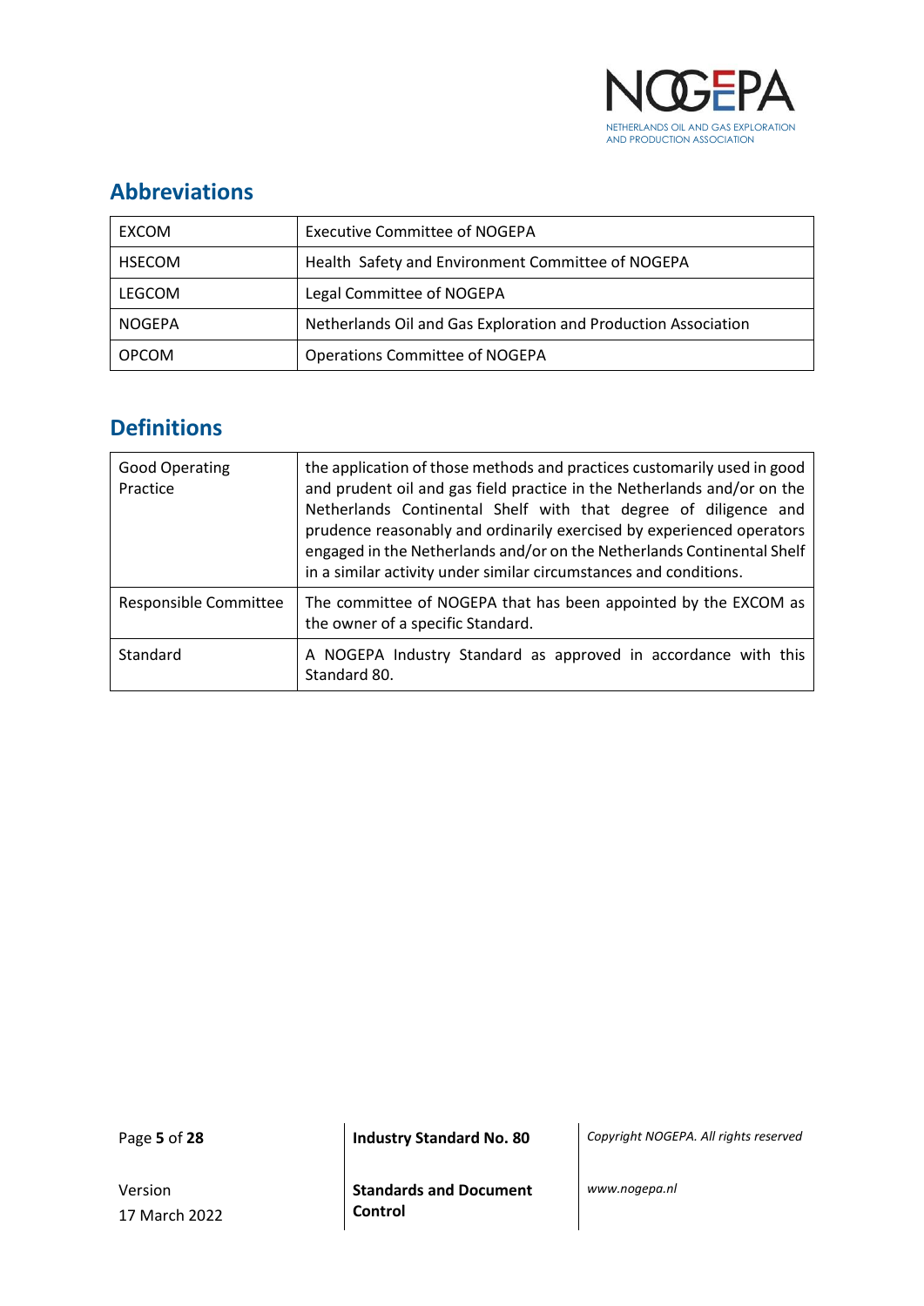## Abbreviations

| | |
|---|---|
| EXCOM | Executive Committee of NOGEPA |
| HSECOM | Health Safety and Environment Committee of NOGEPA |
| LEGCOM | Legal Committee of NOGEPA |
| NOGEPA | Netherlands Oil and Gas Exploration and Production Association |
| OPCOM | Operations Committee of NOGEPA |

## Definitions

| | |
|---|---|
| Good Operating Practice | the application of those methods and practices customarily used in good and prudent oil and gas field practice in the Netherlands and/or on the Netherlands Continental Shelf with that degree of diligence and prudence reasonably and ordinarily exercised by experienced operators engaged in the Netherlands and/or on the Netherlands Continental Shelf in a similar activity under similar circumstances and conditions. |
| Responsible Committee | The committee of NOGEPA that has been appointed by the EXCOM as the owner of a specific Standard. |
| Standard | A NOGEPA Industry Standard as approved in accordance with this Standard 80. |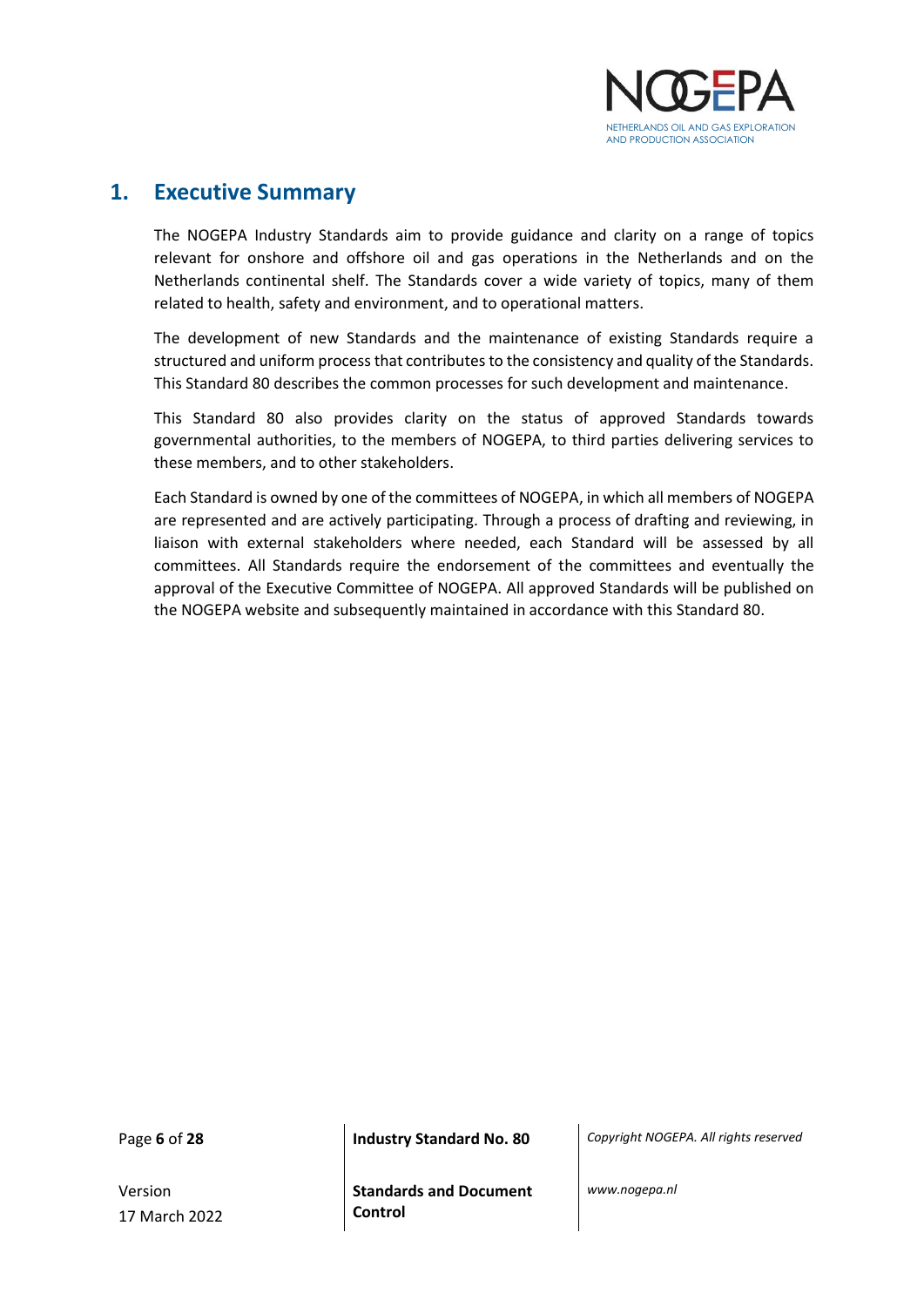# 1. Executive Summary

The NOGEPA Industry Standards aim to provide guidance and clarity on a range of topics relevant for onshore and offshore oil and gas operations in the Netherlands and on the Netherlands continental shelf. The Standards cover a wide variety of topics, many of them related to health, safety and environment, and to operational matters.

The development of new Standards and the maintenance of existing Standards require a structured and uniform process that contributes to the consistency and quality of the Standards. This Standard 80 describes the common processes for such development and maintenance.

This Standard 80 also provides clarity on the status of approved Standards towards governmental authorities, to the members of NOGEPA, to third parties delivering services to these members, and to other stakeholders.

Each Standard is owned by one of the committees of NOGEPA, in which all members of NOGEPA are represented and are actively participating. Through a process of drafting and reviewing, in liaison with external stakeholders where needed, each Standard will be assessed by all committees. All Standards require the endorsement of the committees and eventually the approval of the Executive Committee of NOGEPA. All approved Standards will be published on the NOGEPA website and subsequently maintained in accordance with this Standard 80.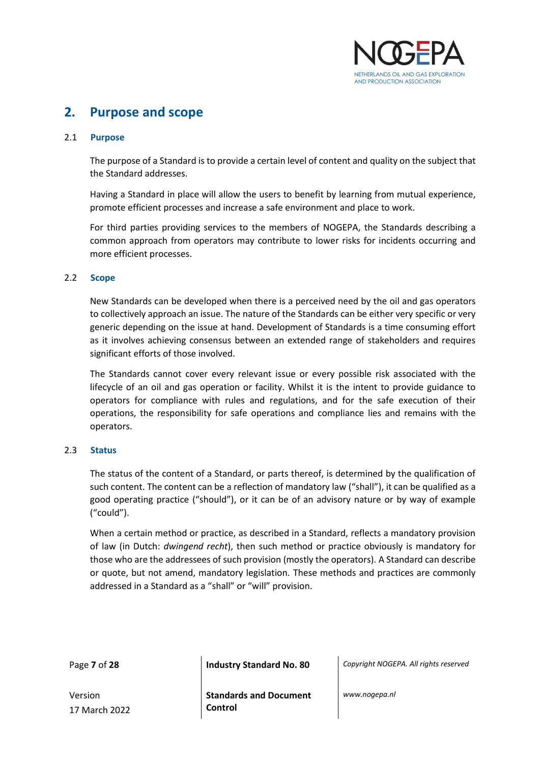# 2. Purpose and scope

## 2.1 Purpose

The purpose of a Standard is to provide a certain level of content and quality on the subject that the Standard addresses.

Having a Standard in place will allow the users to benefit by learning from mutual experience, promote efficient processes and increase a safe environment and place to work.

For third parties providing services to the members of NOGEPA, the Standards describing a common approach from operators may contribute to lower risks for incidents occurring and more efficient processes.

## 2.2 Scope

New Standards can be developed when there is a perceived need by the oil and gas operators to collectively approach an issue. The nature of the Standards can be either very specific or very generic depending on the issue at hand. Development of Standards is a time consuming effort as it involves achieving consensus between an extended range of stakeholders and requires significant efforts of those involved.

The Standards cannot cover every relevant issue or every possible risk associated with the lifecycle of an oil and gas operation or facility. Whilst it is the intent to provide guidance to operators for compliance with rules and regulations, and for the safe execution of their operations, the responsibility for safe operations and compliance lies and remains with the operators.

## 2.3 Status

The status of the content of a Standard, or parts thereof, is determined by the qualification of such content. The content can be a reflection of mandatory law ("shall"), it can be qualified as a good operating practice ("should"), or it can be of an advisory nature or by way of example ("could").

When a certain method or practice, as described in a Standard, reflects a mandatory provision of law (in Dutch: *dwingend recht*), then such method or practice obviously is mandatory for those who are the addressees of such provision (mostly the operators). A Standard can describe or quote, but not amend, mandatory legislation. These methods and practices are commonly addressed in a Standard as a "shall" or "will" provision.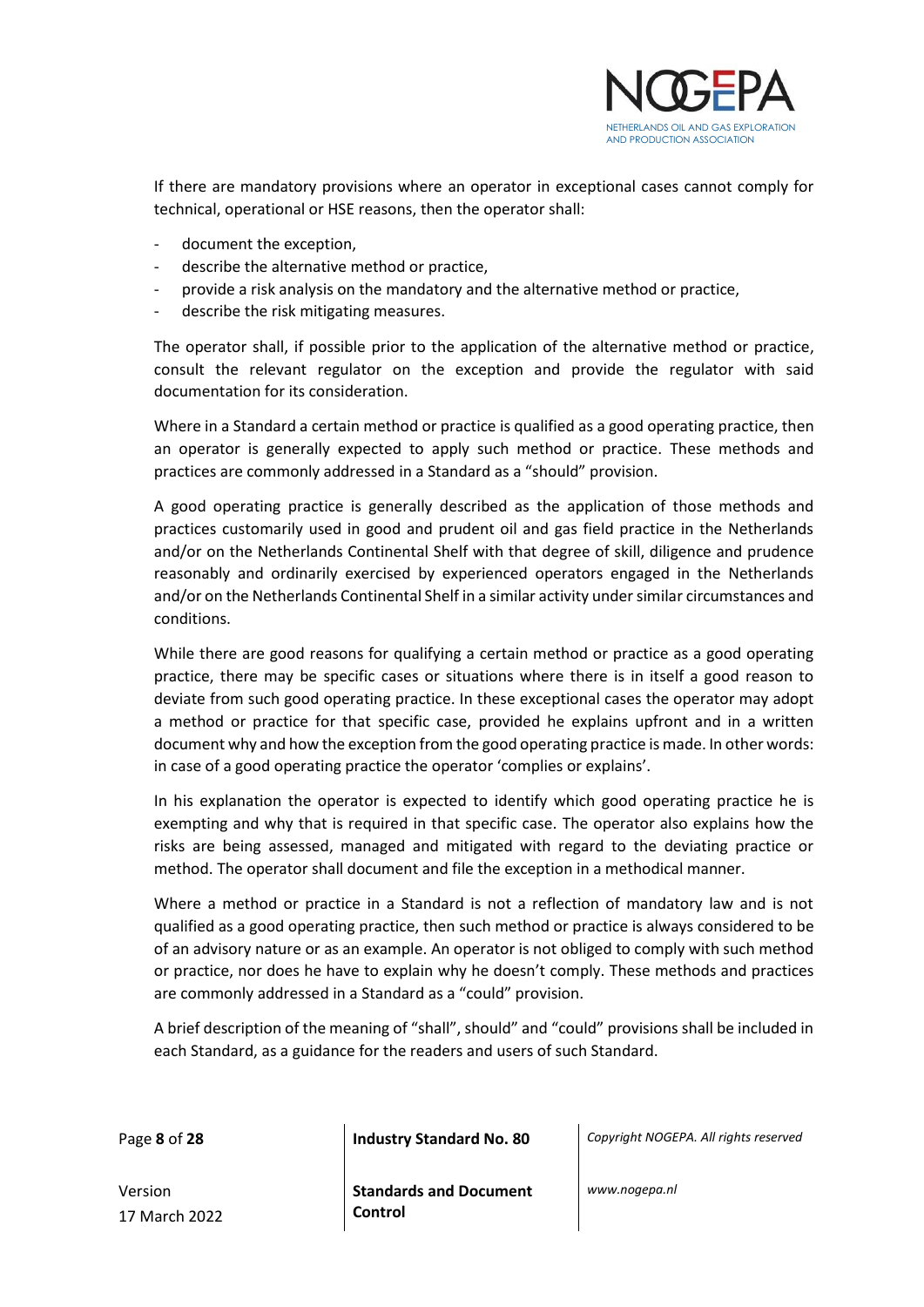If there are mandatory provisions where an operator in exceptional cases cannot comply for technical, operational or HSE reasons, then the operator shall:

- document the exception,
- describe the alternative method or practice,
- provide a risk analysis on the mandatory and the alternative method or practice,
- describe the risk mitigating measures.

The operator shall, if possible prior to the application of the alternative method or practice, consult the relevant regulator on the exception and provide the regulator with said documentation for its consideration.

Where in a Standard a certain method or practice is qualified as a good operating practice, then an operator is generally expected to apply such method or practice. These methods and practices are commonly addressed in a Standard as a "should" provision.

A good operating practice is generally described as the application of those methods and practices customarily used in good and prudent oil and gas field practice in the Netherlands and/or on the Netherlands Continental Shelf with that degree of skill, diligence and prudence reasonably and ordinarily exercised by experienced operators engaged in the Netherlands and/or on the Netherlands Continental Shelf in a similar activity under similar circumstances and conditions.

While there are good reasons for qualifying a certain method or practice as a good operating practice, there may be specific cases or situations where there is in itself a good reason to deviate from such good operating practice. In these exceptional cases the operator may adopt a method or practice for that specific case, provided he explains upfront and in a written document why and how the exception from the good operating practice is made. In other words: in case of a good operating practice the operator 'complies or explains'.

In his explanation the operator is expected to identify which good operating practice he is exempting and why that is required in that specific case. The operator also explains how the risks are being assessed, managed and mitigated with regard to the deviating practice or method. The operator shall document and file the exception in a methodical manner.

Where a method or practice in a Standard is not a reflection of mandatory law and is not qualified as a good operating practice, then such method or practice is always considered to be of an advisory nature or as an example. An operator is not obliged to comply with such method or practice, nor does he have to explain why he doesn't comply. These methods and practices are commonly addressed in a Standard as a "could" provision.

A brief description of the meaning of "shall", should" and "could" provisions shall be included in each Standard, as a guidance for the readers and users of such Standard.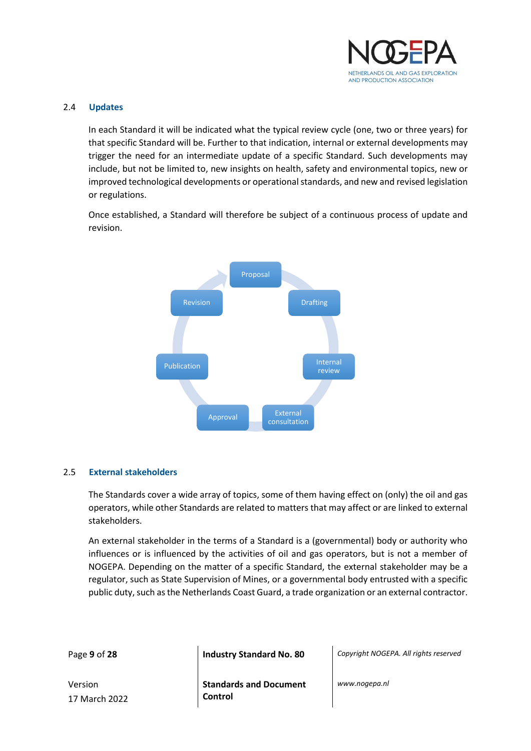## 2.4 Updates

In each Standard it will be indicated what the typical review cycle (one, two or three years) for that specific Standard will be. Further to that indication, internal or external developments may trigger the need for an intermediate update of a specific Standard. Such developments may include, but not be limited to, new insights on health, safety and environmental topics, new or improved technological developments or operational standards, and new and revised legislation or regulations.

Once established, a Standard will therefore be subject of a continuous process of update and revision.

Proposal → Drafting → Internal review → External consultation → Approval → Publication → Revision → Proposal

## 2.5 External stakeholders

The Standards cover a wide array of topics, some of them having effect on (only) the oil and gas operators, while other Standards are related to matters that may affect or are linked to external stakeholders.

An external stakeholder in the terms of a Standard is a (governmental) body or authority who influences or is influenced by the activities of oil and gas operators, but is not a member of NOGEPA. Depending on the matter of a specific Standard, the external stakeholder may be a regulator, such as State Supervision of Mines, or a governmental body entrusted with a specific public duty, such as the Netherlands Coast Guard, a trade organization or an external contractor.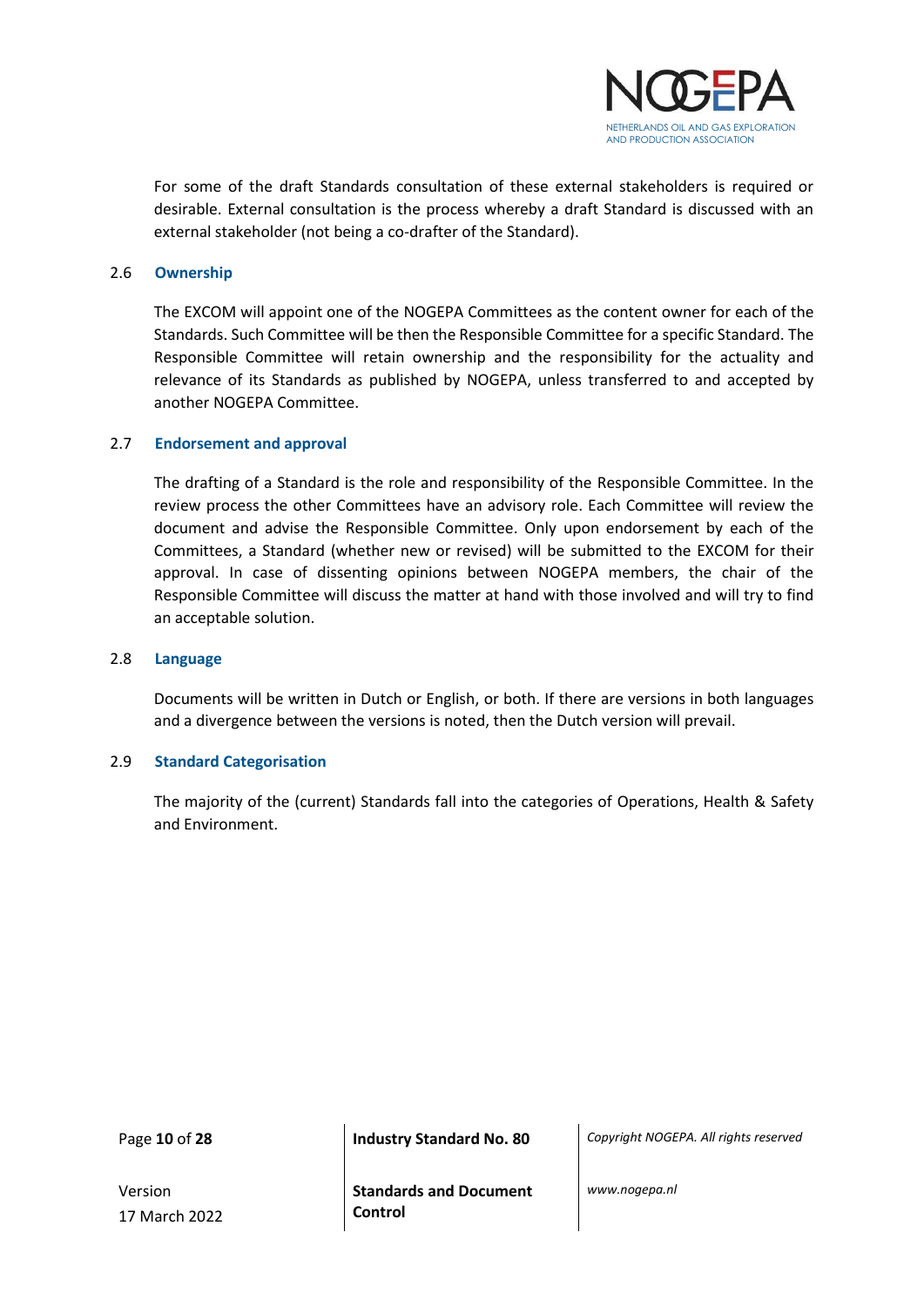For some of the draft Standards consultation of these external stakeholders is required or desirable. External consultation is the process whereby a draft Standard is discussed with an external stakeholder (not being a co-drafter of the Standard).

### 2.6 Ownership

The EXCOM will appoint one of the NOGEPA Committees as the content owner for each of the Standards. Such Committee will be then the Responsible Committee for a specific Standard. The Responsible Committee will retain ownership and the responsibility for the actuality and relevance of its Standards as published by NOGEPA, unless transferred to and accepted by another NOGEPA Committee.

### 2.7 Endorsement and approval

The drafting of a Standard is the role and responsibility of the Responsible Committee. In the review process the other Committees have an advisory role. Each Committee will review the document and advise the Responsible Committee. Only upon endorsement by each of the Committees, a Standard (whether new or revised) will be submitted to the EXCOM for their approval. In case of dissenting opinions between NOGEPA members, the chair of the Responsible Committee will discuss the matter at hand with those involved and will try to find an acceptable solution.

### 2.8 Language

Documents will be written in Dutch or English, or both. If there are versions in both languages and a divergence between the versions is noted, then the Dutch version will prevail.

### 2.9 Standard Categorisation

The majority of the (current) Standards fall into the categories of Operations, Health & Safety and Environment.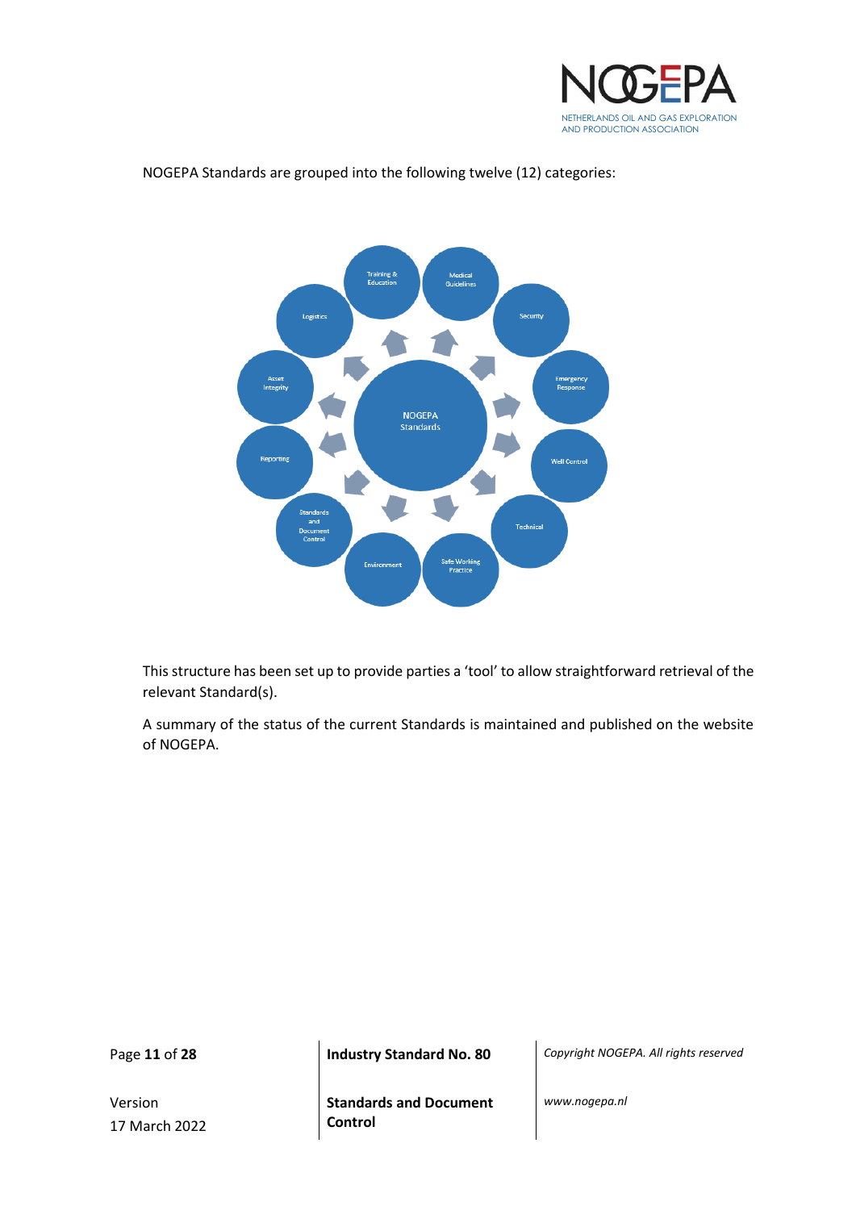NOGEPA Standards are grouped into the following twelve (12) categories:

- NOGEPA Standards
- Training & Education
- Medical Guidelines
- Security
- Emergency Response
- Well Control
- Technical
- Safe Working Practice
- Environment
- Standards and Document Control
- Reporting
- Asset Integrity
- Logistics

This structure has been set up to provide parties a 'tool' to allow straightforward retrieval of the relevant Standard(s).

A summary of the status of the current Standards is maintained and published on the website of NOGEPA.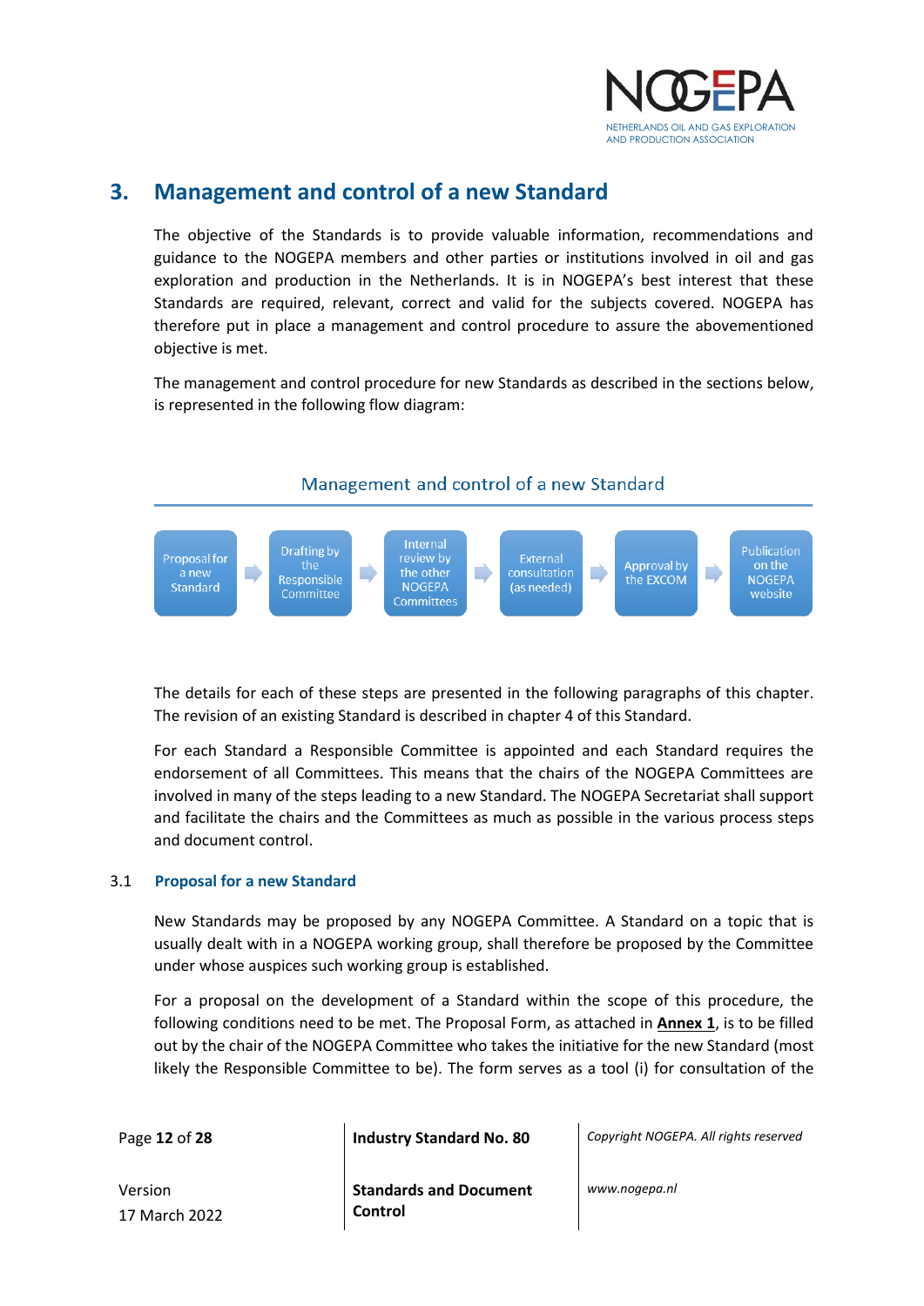## 3. Management and control of a new Standard

The objective of the Standards is to provide valuable information, recommendations and guidance to the NOGEPA members and other parties or institutions involved in oil and gas exploration and production in the Netherlands. It is in NOGEPA's best interest that these Standards are required, relevant, correct and valid for the subjects covered. NOGEPA has therefore put in place a management and control procedure to assure the abovementioned objective is met.

The management and control procedure for new Standards as described in the sections below, is represented in the following flow diagram:

**Management and control of a new Standard**

Proposal for a new Standard → Drafting by the Responsible Committee → Internal review by the other NOGEPA Committees → External consultation (as needed) → Approval by the EXCOM → Publication on the NOGEPA website

The details for each of these steps are presented in the following paragraphs of this chapter. The revision of an existing Standard is described in chapter 4 of this Standard.

For each Standard a Responsible Committee is appointed and each Standard requires the endorsement of all Committees. This means that the chairs of the NOGEPA Committees are involved in many of the steps leading to a new Standard. The NOGEPA Secretariat shall support and facilitate the chairs and the Committees as much as possible in the various process steps and document control.

### 3.1 Proposal for a new Standard

New Standards may be proposed by any NOGEPA Committee. A Standard on a topic that is usually dealt with in a NOGEPA working group, shall therefore be proposed by the Committee under whose auspices such working group is established.

For a proposal on the development of a Standard within the scope of this procedure, the following conditions need to be met. The Proposal Form, as attached in **Annex 1**, is to be filled out by the chair of the NOGEPA Committee who takes the initiative for the new Standard (most likely the Responsible Committee to be). The form serves as a tool (i) for consultation of the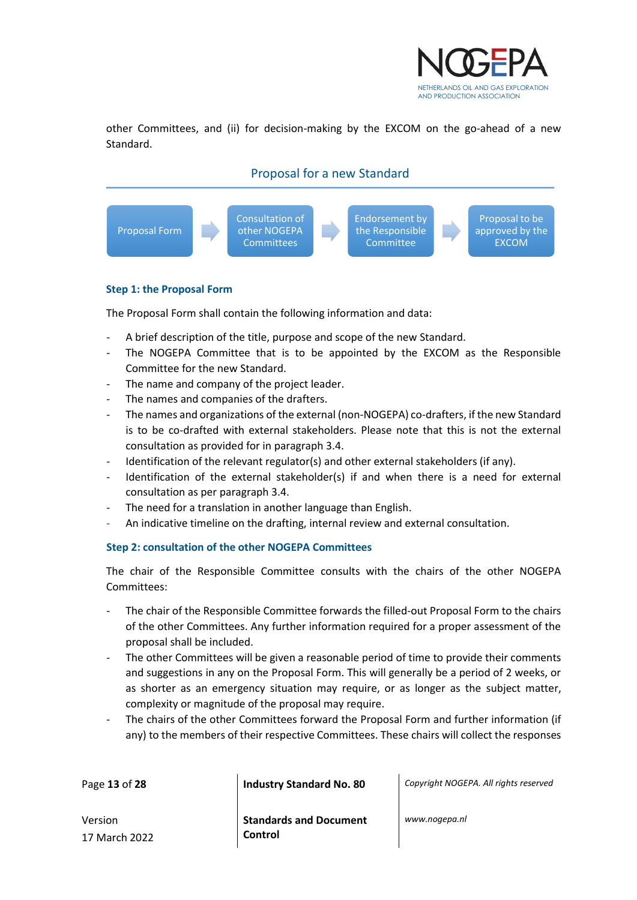other Committees, and (ii) for decision-making by the EXCOM on the go-ahead of a new Standard.

## Proposal for a new Standard

Proposal Form → Consultation of other NOGEPA Committees → Endorsement by the Responsible Committee → Proposal to be approved by the EXCOM

### Step 1: the Proposal Form

The Proposal Form shall contain the following information and data:

- A brief description of the title, purpose and scope of the new Standard.
- The NOGEPA Committee that is to be appointed by the EXCOM as the Responsible Committee for the new Standard.
- The name and company of the project leader.
- The names and companies of the drafters.
- The names and organizations of the external (non-NOGEPA) co-drafters, if the new Standard is to be co-drafted with external stakeholders. Please note that this is not the external consultation as provided for in paragraph 3.4.
- Identification of the relevant regulator(s) and other external stakeholders (if any).
- Identification of the external stakeholder(s) if and when there is a need for external consultation as per paragraph 3.4.
- The need for a translation in another language than English.
- An indicative timeline on the drafting, internal review and external consultation.

### Step 2: consultation of the other NOGEPA Committees

The chair of the Responsible Committee consults with the chairs of the other NOGEPA Committees:

- The chair of the Responsible Committee forwards the filled-out Proposal Form to the chairs of the other Committees. Any further information required for a proper assessment of the proposal shall be included.
- The other Committees will be given a reasonable period of time to provide their comments and suggestions in any on the Proposal Form. This will generally be a period of 2 weeks, or as shorter as an emergency situation may require, or as longer as the subject matter, complexity or magnitude of the proposal may require.
- The chairs of the other Committees forward the Proposal Form and further information (if any) to the members of their respective Committees. These chairs will collect the responses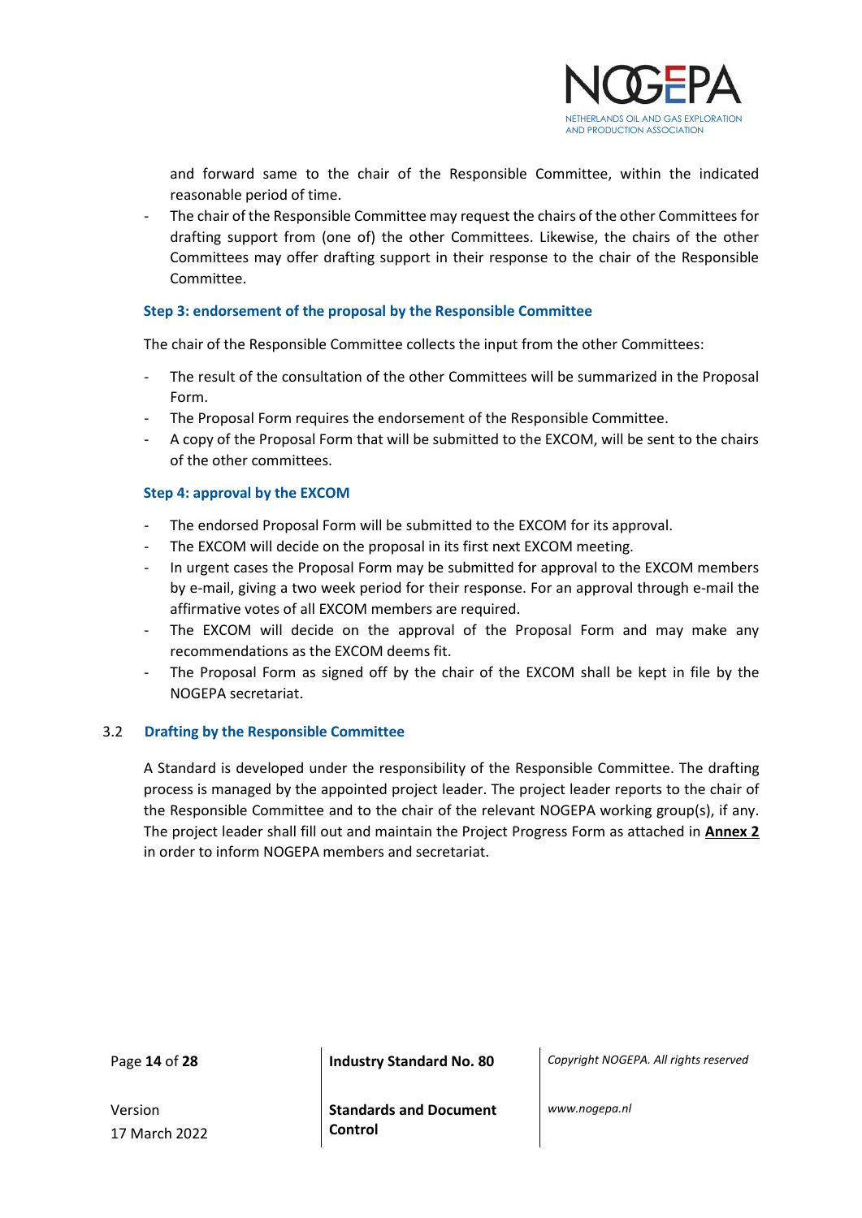and forward same to the chair of the Responsible Committee, within the indicated reasonable period of time.
- The chair of the Responsible Committee may request the chairs of the other Committees for drafting support from (one of) the other Committees. Likewise, the chairs of the other Committees may offer drafting support in their response to the chair of the Responsible Committee.

#### Step 3: endorsement of the proposal by the Responsible Committee

The chair of the Responsible Committee collects the input from the other Committees:

- The result of the consultation of the other Committees will be summarized in the Proposal Form.
- The Proposal Form requires the endorsement of the Responsible Committee.
- A copy of the Proposal Form that will be submitted to the EXCOM, will be sent to the chairs of the other committees.

#### Step 4: approval by the EXCOM

- The endorsed Proposal Form will be submitted to the EXCOM for its approval.
- The EXCOM will decide on the proposal in its first next EXCOM meeting.
- In urgent cases the Proposal Form may be submitted for approval to the EXCOM members by e-mail, giving a two week period for their response. For an approval through e-mail the affirmative votes of all EXCOM members are required.
- The EXCOM will decide on the approval of the Proposal Form and may make any recommendations as the EXCOM deems fit.
- The Proposal Form as signed off by the chair of the EXCOM shall be kept in file by the NOGEPA secretariat.

### 3.2 Drafting by the Responsible Committee

A Standard is developed under the responsibility of the Responsible Committee. The drafting process is managed by the appointed project leader. The project leader reports to the chair of the Responsible Committee and to the chair of the relevant NOGEPA working group(s), if any. The project leader shall fill out and maintain the Project Progress Form as attached in **Annex 2** in order to inform NOGEPA members and secretariat.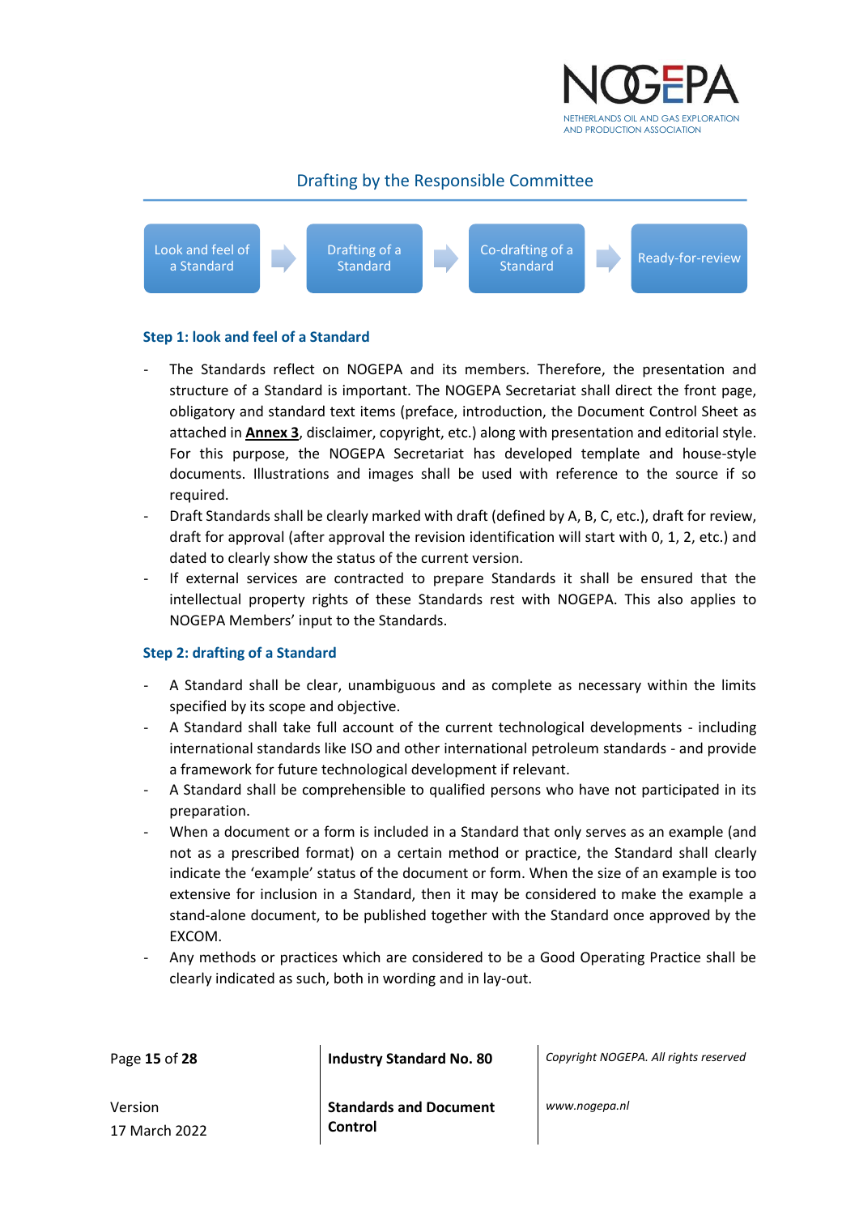## Drafting by the Responsible Committee

Look and feel of a Standard → Drafting of a Standard → Co-drafting of a Standard → Ready-for-review

### Step 1: look and feel of a Standard

- The Standards reflect on NOGEPA and its members. Therefore, the presentation and structure of a Standard is important. The NOGEPA Secretariat shall direct the front page, obligatory and standard text items (preface, introduction, the Document Control Sheet as attached in **Annex 3**, disclaimer, copyright, etc.) along with presentation and editorial style. For this purpose, the NOGEPA Secretariat has developed template and house-style documents. Illustrations and images shall be used with reference to the source if so required.
- Draft Standards shall be clearly marked with draft (defined by A, B, C, etc.), draft for review, draft for approval (after approval the revision identification will start with 0, 1, 2, etc.) and dated to clearly show the status of the current version.
- If external services are contracted to prepare Standards it shall be ensured that the intellectual property rights of these Standards rest with NOGEPA. This also applies to NOGEPA Members' input to the Standards.

### Step 2: drafting of a Standard

- A Standard shall be clear, unambiguous and as complete as necessary within the limits specified by its scope and objective.
- A Standard shall take full account of the current technological developments - including international standards like ISO and other international petroleum standards - and provide a framework for future technological development if relevant.
- A Standard shall be comprehensible to qualified persons who have not participated in its preparation.
- When a document or a form is included in a Standard that only serves as an example (and not as a prescribed format) on a certain method or practice, the Standard shall clearly indicate the 'example' status of the document or form. When the size of an example is too extensive for inclusion in a Standard, then it may be considered to make the example a stand-alone document, to be published together with the Standard once approved by the EXCOM.
- Any methods or practices which are considered to be a Good Operating Practice shall be clearly indicated as such, both in wording and in lay-out.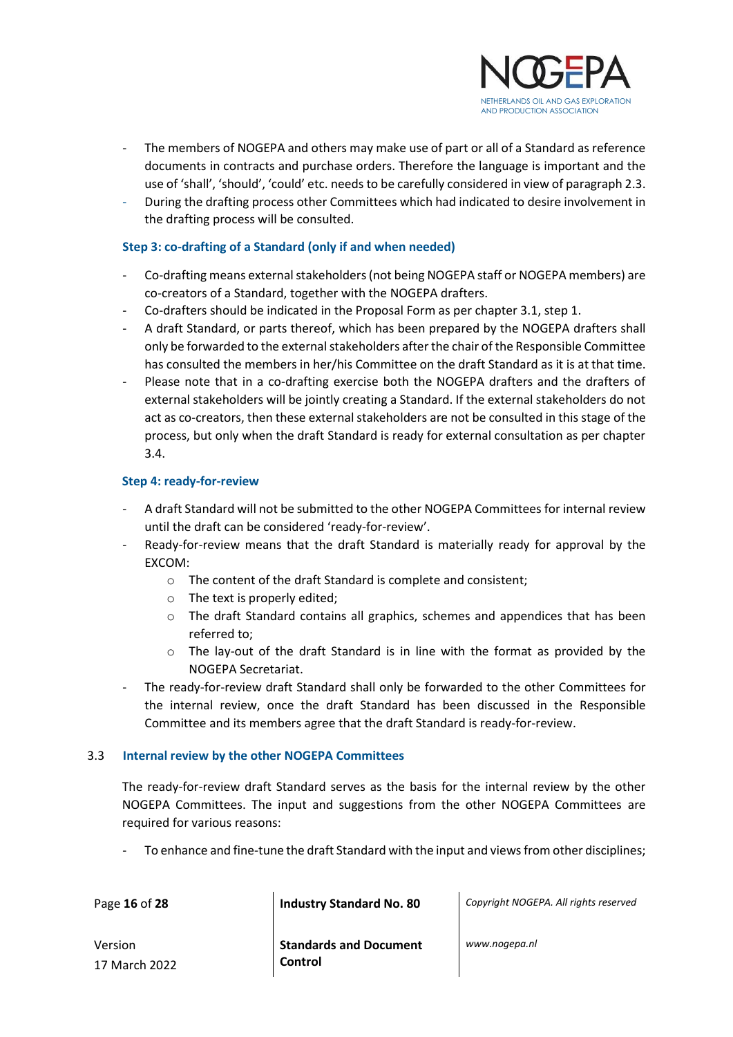- The members of NOGEPA and others may make use of part or all of a Standard as reference documents in contracts and purchase orders. Therefore the language is important and the use of 'shall', 'should', 'could' etc. needs to be carefully considered in view of paragraph 2.3.
- During the drafting process other Committees which had indicated to desire involvement in the drafting process will be consulted.

#### Step 3: co-drafting of a Standard (only if and when needed)

- Co-drafting means external stakeholders (not being NOGEPA staff or NOGEPA members) are co-creators of a Standard, together with the NOGEPA drafters.
- Co-drafters should be indicated in the Proposal Form as per chapter 3.1, step 1.
- A draft Standard, or parts thereof, which has been prepared by the NOGEPA drafters shall only be forwarded to the external stakeholders after the chair of the Responsible Committee has consulted the members in her/his Committee on the draft Standard as it is at that time.
- Please note that in a co-drafting exercise both the NOGEPA drafters and the drafters of external stakeholders will be jointly creating a Standard. If the external stakeholders do not act as co-creators, then these external stakeholders are not be consulted in this stage of the process, but only when the draft Standard is ready for external consultation as per chapter 3.4.

#### Step 4: ready-for-review

- A draft Standard will not be submitted to the other NOGEPA Committees for internal review until the draft can be considered 'ready-for-review'.
- Ready-for-review means that the draft Standard is materially ready for approval by the EXCOM:
  - The content of the draft Standard is complete and consistent;
  - The text is properly edited;
  - The draft Standard contains all graphics, schemes and appendices that has been referred to;
  - The lay-out of the draft Standard is in line with the format as provided by the NOGEPA Secretariat.
- The ready-for-review draft Standard shall only be forwarded to the other Committees for the internal review, once the draft Standard has been discussed in the Responsible Committee and its members agree that the draft Standard is ready-for-review.

### 3.3 Internal review by the other NOGEPA Committees

The ready-for-review draft Standard serves as the basis for the internal review by the other NOGEPA Committees. The input and suggestions from the other NOGEPA Committees are required for various reasons:

- To enhance and fine-tune the draft Standard with the input and views from other disciplines;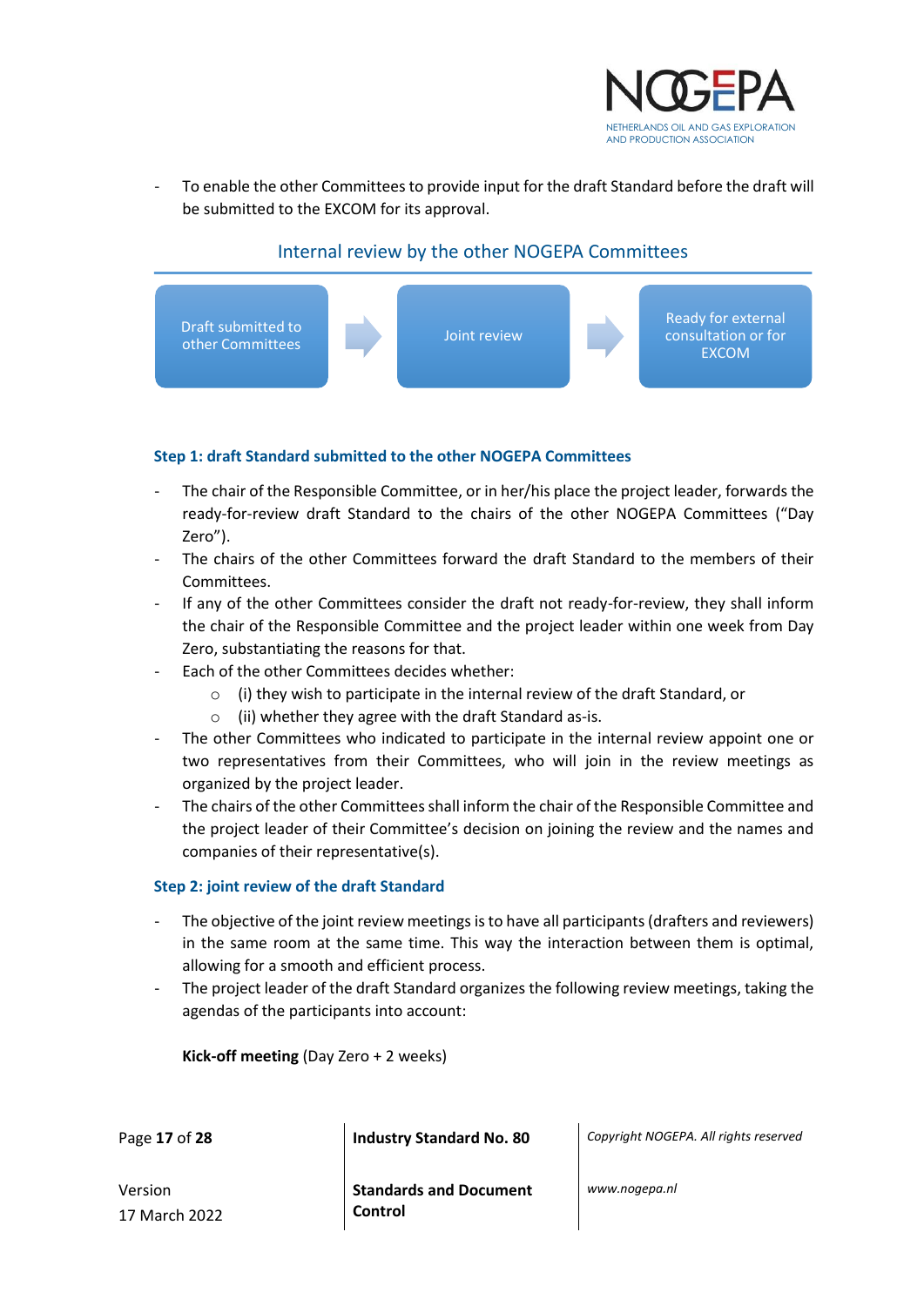- To enable the other Committees to provide input for the draft Standard before the draft will be submitted to the EXCOM for its approval.

### Internal review by the other NOGEPA Committees

Draft submitted to other Committees → Joint review → Ready for external consultation or for EXCOM

**Step 1: draft Standard submitted to the other NOGEPA Committees**

- The chair of the Responsible Committee, or in her/his place the project leader, forwards the ready-for-review draft Standard to the chairs of the other NOGEPA Committees ("Day Zero").
- The chairs of the other Committees forward the draft Standard to the members of their Committees.
- If any of the other Committees consider the draft not ready-for-review, they shall inform the chair of the Responsible Committee and the project leader within one week from Day Zero, substantiating the reasons for that.
- Each of the other Committees decides whether:
    - (i) they wish to participate in the internal review of the draft Standard, or
    - (ii) whether they agree with the draft Standard as-is.
- The other Committees who indicated to participate in the internal review appoint one or two representatives from their Committees, who will join in the review meetings as organized by the project leader.
- The chairs of the other Committees shall inform the chair of the Responsible Committee and the project leader of their Committee's decision on joining the review and the names and companies of their representative(s).

**Step 2: joint review of the draft Standard**

- The objective of the joint review meetings is to have all participants (drafters and reviewers) in the same room at the same time. This way the interaction between them is optimal, allowing for a smooth and efficient process.
- The project leader of the draft Standard organizes the following review meetings, taking the agendas of the participants into account:

**Kick-off meeting** (Day Zero + 2 weeks)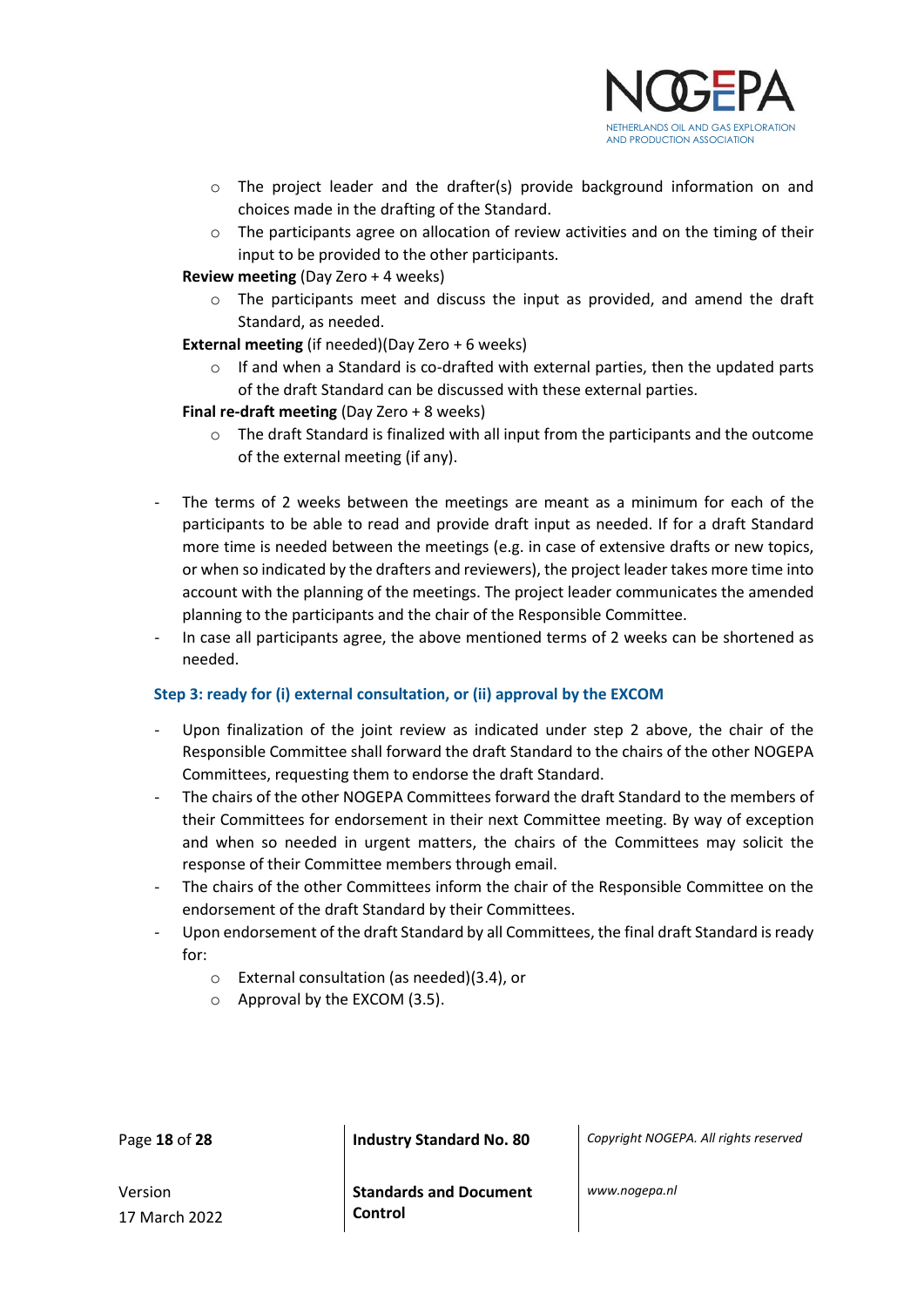- The project leader and the drafter(s) provide background information on and choices made in the drafting of the Standard.
- The participants agree on allocation of review activities and on the timing of their input to be provided to the other participants.

**Review meeting** (Day Zero + 4 weeks)

- The participants meet and discuss the input as provided, and amend the draft Standard, as needed.

**External meeting** (if needed)(Day Zero + 6 weeks)

- If and when a Standard is co-drafted with external parties, then the updated parts of the draft Standard can be discussed with these external parties.

**Final re-draft meeting** (Day Zero + 8 weeks)

- The draft Standard is finalized with all input from the participants and the outcome of the external meeting (if any).

- The terms of 2 weeks between the meetings are meant as a minimum for each of the participants to be able to read and provide draft input as needed. If for a draft Standard more time is needed between the meetings (e.g. in case of extensive drafts or new topics, or when so indicated by the drafters and reviewers), the project leader takes more time into account with the planning of the meetings. The project leader communicates the amended planning to the participants and the chair of the Responsible Committee.
- In case all participants agree, the above mentioned terms of 2 weeks can be shortened as needed.

### Step 3: ready for (i) external consultation, or (ii) approval by the EXCOM

- Upon finalization of the joint review as indicated under step 2 above, the chair of the Responsible Committee shall forward the draft Standard to the chairs of the other NOGEPA Committees, requesting them to endorse the draft Standard.
- The chairs of the other NOGEPA Committees forward the draft Standard to the members of their Committees for endorsement in their next Committee meeting. By way of exception and when so needed in urgent matters, the chairs of the Committees may solicit the response of their Committee members through email.
- The chairs of the other Committees inform the chair of the Responsible Committee on the endorsement of the draft Standard by their Committees.
- Upon endorsement of the draft Standard by all Committees, the final draft Standard is ready for:
  - External consultation (as needed)(3.4), or
  - Approval by the EXCOM (3.5).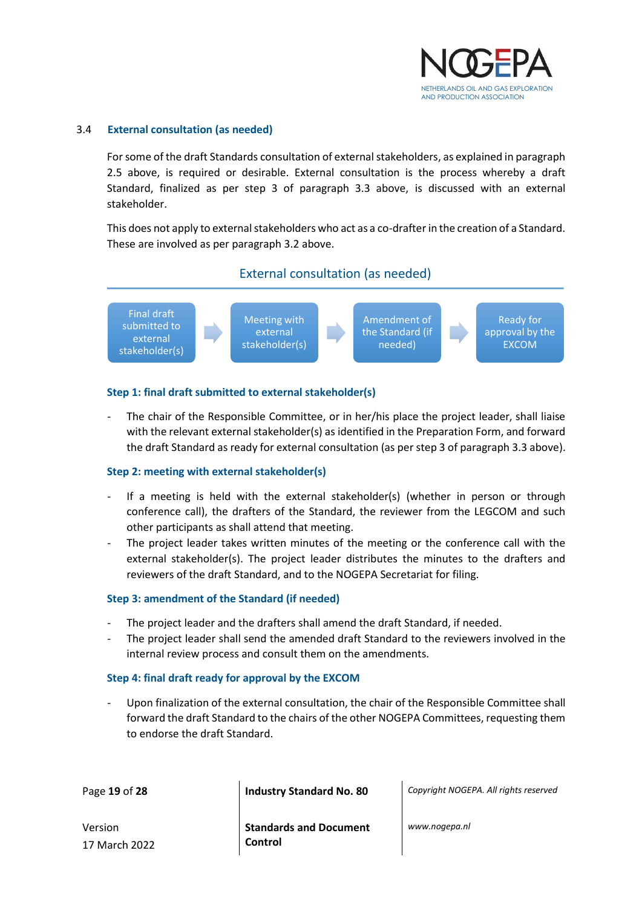### 3.4 External consultation (as needed)

For some of the draft Standards consultation of external stakeholders, as explained in paragraph 2.5 above, is required or desirable. External consultation is the process whereby a draft Standard, finalized as per step 3 of paragraph 3.3 above, is discussed with an external stakeholder.

This does not apply to external stakeholders who act as a co-drafter in the creation of a Standard. These are involved as per paragraph 3.2 above.

External consultation (as needed)

Final draft submitted to external stakeholder(s) → Meeting with external stakeholder(s) → Amendment of the Standard (if needed) → Ready for approval by the EXCOM

**Step 1: final draft submitted to external stakeholder(s)**

- The chair of the Responsible Committee, or in her/his place the project leader, shall liaise with the relevant external stakeholder(s) as identified in the Preparation Form, and forward the draft Standard as ready for external consultation (as per step 3 of paragraph 3.3 above).

**Step 2: meeting with external stakeholder(s)**

- If a meeting is held with the external stakeholder(s) (whether in person or through conference call), the drafters of the Standard, the reviewer from the LEGCOM and such other participants as shall attend that meeting.
- The project leader takes written minutes of the meeting or the conference call with the external stakeholder(s). The project leader distributes the minutes to the drafters and reviewers of the draft Standard, and to the NOGEPA Secretariat for filing.

**Step 3: amendment of the Standard (if needed)**

- The project leader and the drafters shall amend the draft Standard, if needed.
- The project leader shall send the amended draft Standard to the reviewers involved in the internal review process and consult them on the amendments.

**Step 4: final draft ready for approval by the EXCOM**

- Upon finalization of the external consultation, the chair of the Responsible Committee shall forward the draft Standard to the chairs of the other NOGEPA Committees, requesting them to endorse the draft Standard.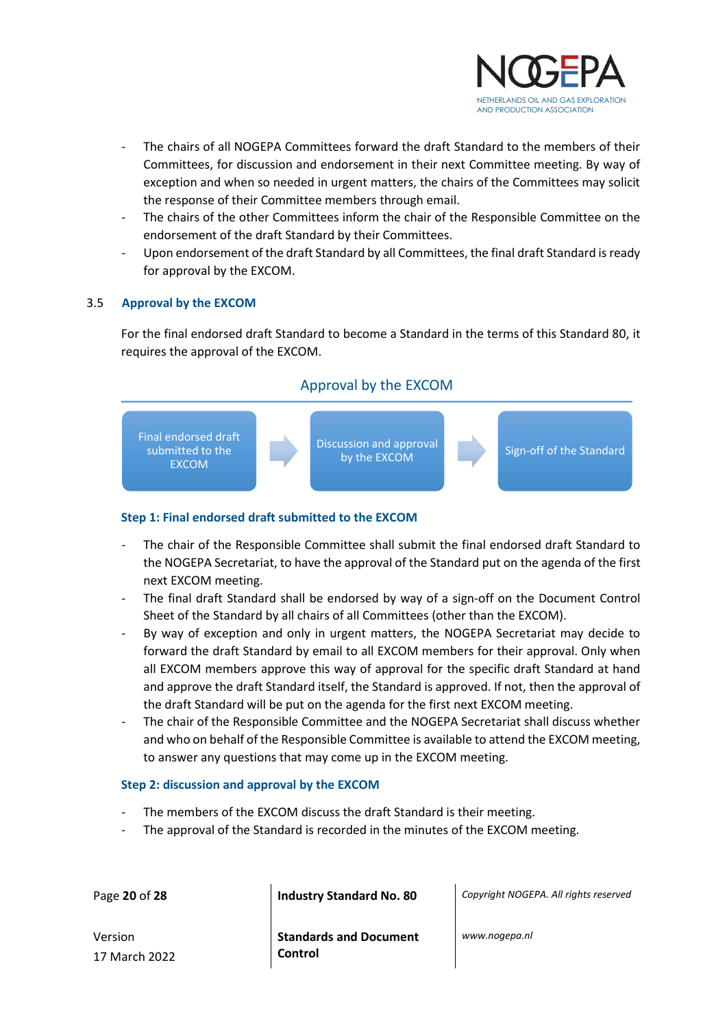- The chairs of all NOGEPA Committees forward the draft Standard to the members of their Committees, for discussion and endorsement in their next Committee meeting. By way of exception and when so needed in urgent matters, the chairs of the Committees may solicit the response of their Committee members through email.
- The chairs of the other Committees inform the chair of the Responsible Committee on the endorsement of the draft Standard by their Committees.
- Upon endorsement of the draft Standard by all Committees, the final draft Standard is ready for approval by the EXCOM.

### 3.5 Approval by the EXCOM

For the final endorsed draft Standard to become a Standard in the terms of this Standard 80, it requires the approval of the EXCOM.

**Approval by the EXCOM**

Final endorsed draft submitted to the EXCOM → Discussion and approval by the EXCOM → Sign-off of the Standard

#### Step 1: Final endorsed draft submitted to the EXCOM

- The chair of the Responsible Committee shall submit the final endorsed draft Standard to the NOGEPA Secretariat, to have the approval of the Standard put on the agenda of the first next EXCOM meeting.
- The final draft Standard shall be endorsed by way of a sign-off on the Document Control Sheet of the Standard by all chairs of all Committees (other than the EXCOM).
- By way of exception and only in urgent matters, the NOGEPA Secretariat may decide to forward the draft Standard by email to all EXCOM members for their approval. Only when all EXCOM members approve this way of approval for the specific draft Standard at hand and approve the draft Standard itself, the Standard is approved. If not, then the approval of the draft Standard will be put on the agenda for the first next EXCOM meeting.
- The chair of the Responsible Committee and the NOGEPA Secretariat shall discuss whether and who on behalf of the Responsible Committee is available to attend the EXCOM meeting, to answer any questions that may come up in the EXCOM meeting.

#### Step 2: discussion and approval by the EXCOM

- The members of the EXCOM discuss the draft Standard is their meeting.
- The approval of the Standard is recorded in the minutes of the EXCOM meeting.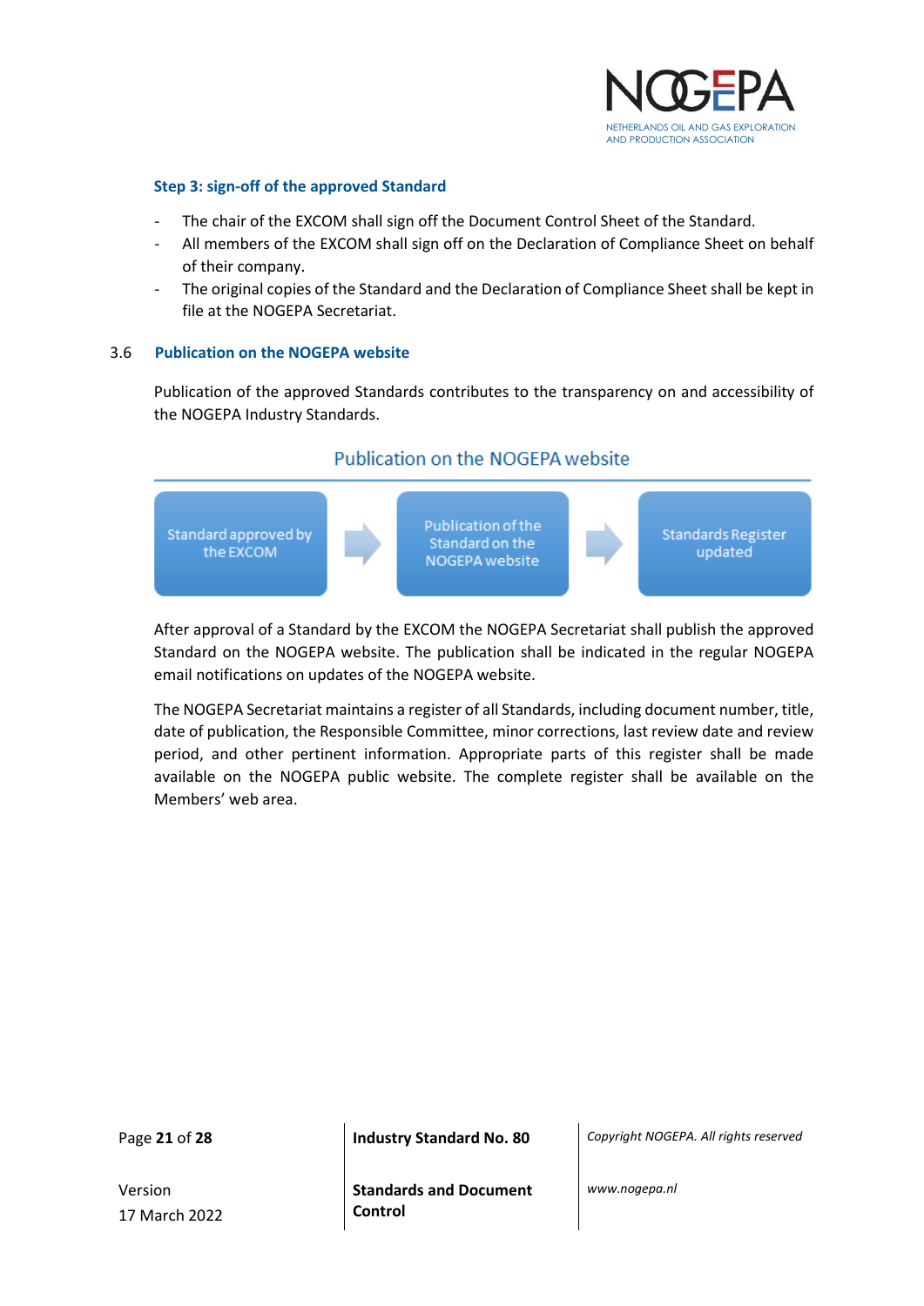**Step 3: sign-off of the approved Standard**

- The chair of the EXCOM shall sign off the Document Control Sheet of the Standard.
- All members of the EXCOM shall sign off on the Declaration of Compliance Sheet on behalf of their company.
- The original copies of the Standard and the Declaration of Compliance Sheet shall be kept in file at the NOGEPA Secretariat.

### 3.6 Publication on the NOGEPA website

Publication of the approved Standards contributes to the transparency on and accessibility of the NOGEPA Industry Standards.

Publication on the NOGEPA website

Standard approved by the EXCOM → Publication of the Standard on the NOGEPA website → Standards Register updated

After approval of a Standard by the EXCOM the NOGEPA Secretariat shall publish the approved Standard on the NOGEPA website. The publication shall be indicated in the regular NOGEPA email notifications on updates of the NOGEPA website.

The NOGEPA Secretariat maintains a register of all Standards, including document number, title, date of publication, the Responsible Committee, minor corrections, last review date and review period, and other pertinent information. Appropriate parts of this register shall be made available on the NOGEPA public website. The complete register shall be available on the Members' web area.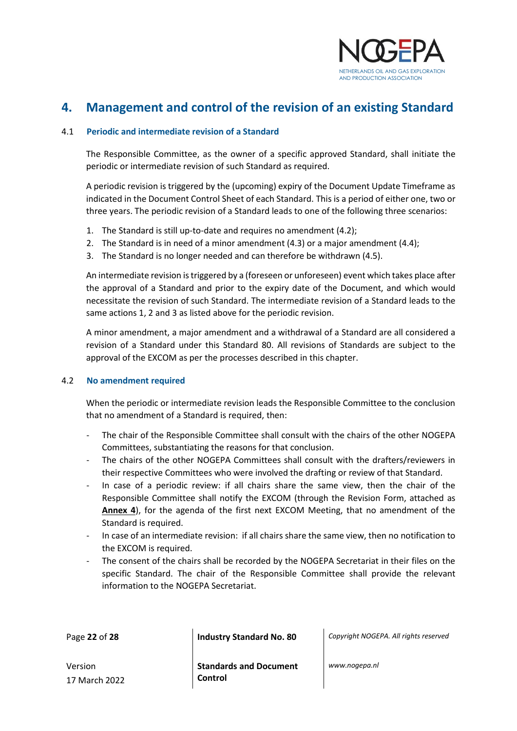# 4. Management and control of the revision of an existing Standard

## 4.1 Periodic and intermediate revision of a Standard

The Responsible Committee, as the owner of a specific approved Standard, shall initiate the periodic or intermediate revision of such Standard as required.

A periodic revision is triggered by the (upcoming) expiry of the Document Update Timeframe as indicated in the Document Control Sheet of each Standard. This is a period of either one, two or three years. The periodic revision of a Standard leads to one of the following three scenarios:

1. The Standard is still up-to-date and requires no amendment (4.2);
2. The Standard is in need of a minor amendment (4.3) or a major amendment (4.4);
3. The Standard is no longer needed and can therefore be withdrawn (4.5).

An intermediate revision is triggered by a (foreseen or unforeseen) event which takes place after the approval of a Standard and prior to the expiry date of the Document, and which would necessitate the revision of such Standard. The intermediate revision of a Standard leads to the same actions 1, 2 and 3 as listed above for the periodic revision.

A minor amendment, a major amendment and a withdrawal of a Standard are all considered a revision of a Standard under this Standard 80. All revisions of Standards are subject to the approval of the EXCOM as per the processes described in this chapter.

## 4.2 No amendment required

When the periodic or intermediate revision leads the Responsible Committee to the conclusion that no amendment of a Standard is required, then:

- The chair of the Responsible Committee shall consult with the chairs of the other NOGEPA Committees, substantiating the reasons for that conclusion.
- The chairs of the other NOGEPA Committees shall consult with the drafters/reviewers in their respective Committees who were involved the drafting or review of that Standard.
- In case of a periodic review: if all chairs share the same view, then the chair of the Responsible Committee shall notify the EXCOM (through the Revision Form, attached as **Annex 4**), for the agenda of the first next EXCOM Meeting, that no amendment of the Standard is required.
- In case of an intermediate revision: if all chairs share the same view, then no notification to the EXCOM is required.
- The consent of the chairs shall be recorded by the NOGEPA Secretariat in their files on the specific Standard. The chair of the Responsible Committee shall provide the relevant information to the NOGEPA Secretariat.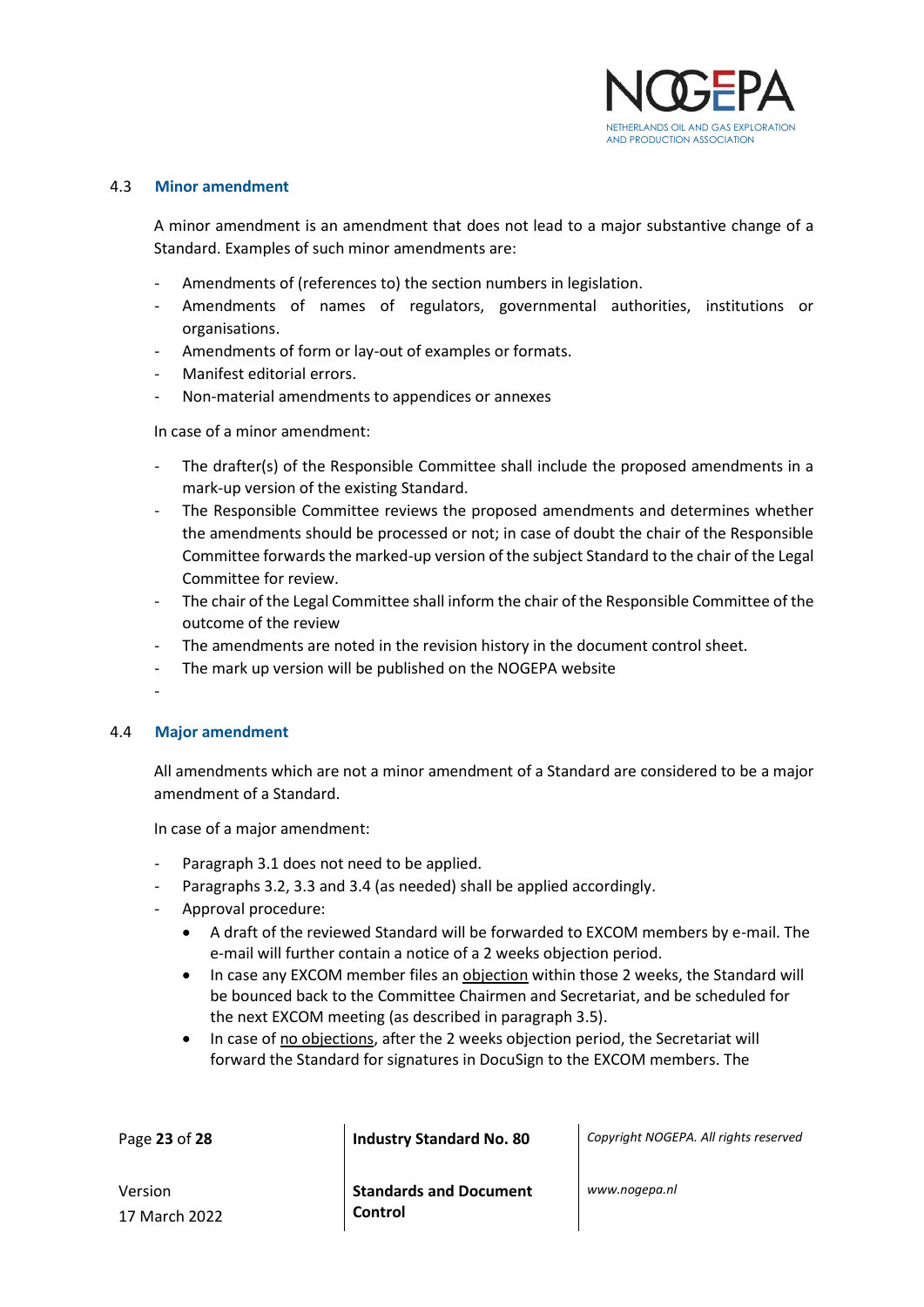### 4.3 Minor amendment

A minor amendment is an amendment that does not lead to a major substantive change of a Standard. Examples of such minor amendments are:

- Amendments of (references to) the section numbers in legislation.
- Amendments of names of regulators, governmental authorities, institutions or organisations.
- Amendments of form or lay-out of examples or formats.
- Manifest editorial errors.
- Non-material amendments to appendices or annexes

In case of a minor amendment:

- The drafter(s) of the Responsible Committee shall include the proposed amendments in a mark-up version of the existing Standard.
- The Responsible Committee reviews the proposed amendments and determines whether the amendments should be processed or not; in case of doubt the chair of the Responsible Committee forwards the marked-up version of the subject Standard to the chair of the Legal Committee for review.
- The chair of the Legal Committee shall inform the chair of the Responsible Committee of the outcome of the review
- The amendments are noted in the revision history in the document control sheet.
- The mark up version will be published on the NOGEPA website
-

### 4.4 Major amendment

All amendments which are not a minor amendment of a Standard are considered to be a major amendment of a Standard.

In case of a major amendment:

- Paragraph 3.1 does not need to be applied.
- Paragraphs 3.2, 3.3 and 3.4 (as needed) shall be applied accordingly.
- Approval procedure:
  - A draft of the reviewed Standard will be forwarded to EXCOM members by e-mail. The e-mail will further contain a notice of a 2 weeks objection period.
  - In case any EXCOM member files an objection within those 2 weeks, the Standard will be bounced back to the Committee Chairmen and Secretariat, and be scheduled for the next EXCOM meeting (as described in paragraph 3.5).
  - In case of no objections, after the 2 weeks objection period, the Secretariat will forward the Standard for signatures in DocuSign to the EXCOM members. The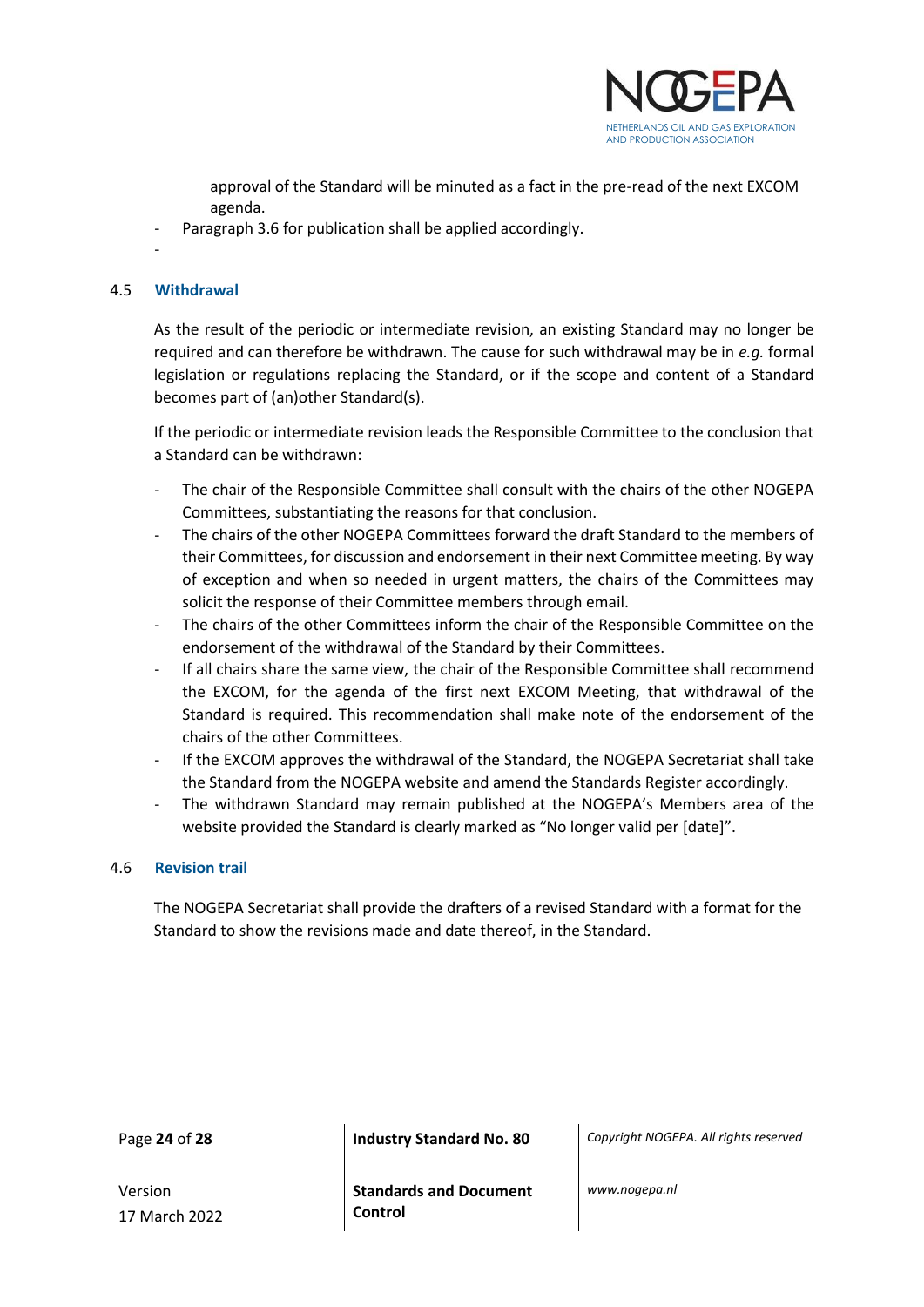approval of the Standard will be minuted as a fact in the pre-read of the next EXCOM agenda.

- Paragraph 3.6 for publication shall be applied accordingly.
- 

### 4.5 Withdrawal

As the result of the periodic or intermediate revision, an existing Standard may no longer be required and can therefore be withdrawn. The cause for such withdrawal may be in *e.g.* formal legislation or regulations replacing the Standard, or if the scope and content of a Standard becomes part of (an)other Standard(s).

If the periodic or intermediate revision leads the Responsible Committee to the conclusion that a Standard can be withdrawn:

- The chair of the Responsible Committee shall consult with the chairs of the other NOGEPA Committees, substantiating the reasons for that conclusion.
- The chairs of the other NOGEPA Committees forward the draft Standard to the members of their Committees, for discussion and endorsement in their next Committee meeting. By way of exception and when so needed in urgent matters, the chairs of the Committees may solicit the response of their Committee members through email.
- The chairs of the other Committees inform the chair of the Responsible Committee on the endorsement of the withdrawal of the Standard by their Committees.
- If all chairs share the same view, the chair of the Responsible Committee shall recommend the EXCOM, for the agenda of the first next EXCOM Meeting, that withdrawal of the Standard is required. This recommendation shall make note of the endorsement of the chairs of the other Committees.
- If the EXCOM approves the withdrawal of the Standard, the NOGEPA Secretariat shall take the Standard from the NOGEPA website and amend the Standards Register accordingly.
- The withdrawn Standard may remain published at the NOGEPA's Members area of the website provided the Standard is clearly marked as "No longer valid per [date]".

### 4.6 Revision trail

The NOGEPA Secretariat shall provide the drafters of a revised Standard with a format for the Standard to show the revisions made and date thereof, in the Standard.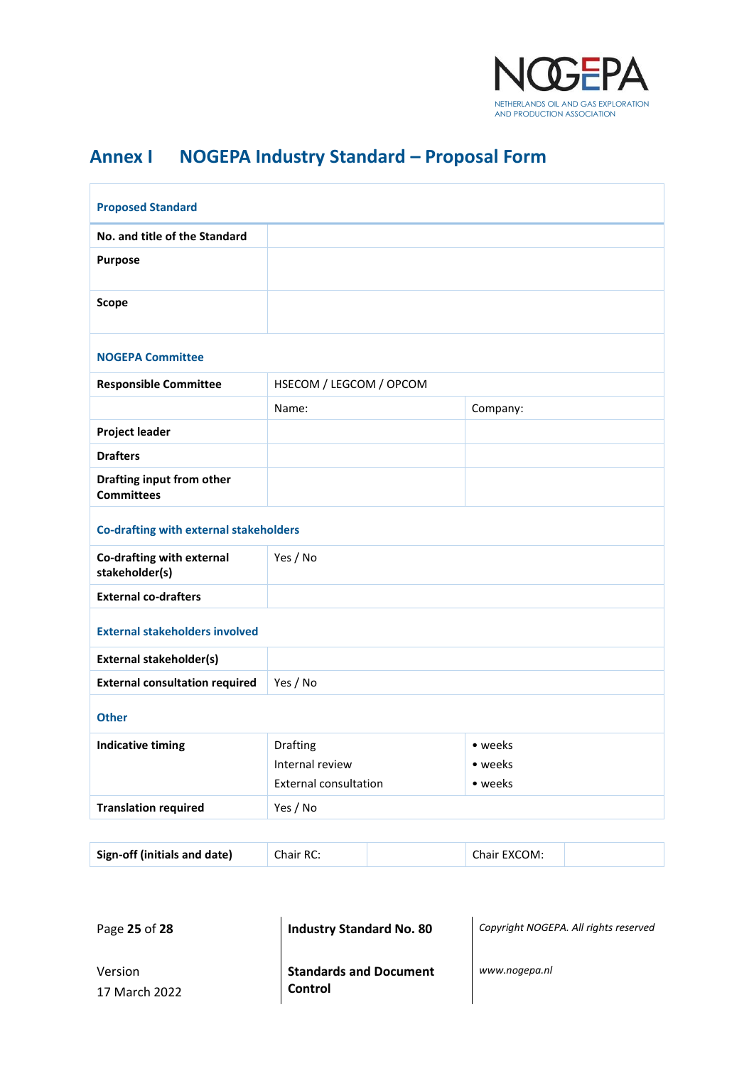# Annex I NOGEPA Industry Standard – Proposal Form

| **Proposed Standard** | | |
|---|---|---|
| **No. and title of the Standard** | | |
| **Purpose** | | |
| **Scope** | | |
| **NOGEPA Committee** | | |
| **Responsible Committee** | HSECOM / LEGCOM / OPCOM | |
| | Name: | Company: |
| **Project leader** | | |
| **Drafters** | | |
| **Drafting input from other Committees** | | |
| **Co-drafting with external stakeholders** | | |
| **Co-drafting with external stakeholder(s)** | Yes / No | |
| **External co-drafters** | | |
| **External stakeholders involved** | | |
| **External stakeholder(s)** | | |
| **External consultation required** | Yes / No | |
| **Other** | | |
| **Indicative timing** | Drafting<br>Internal review<br>External consultation | • weeks<br>• weeks<br>• weeks |
| **Translation required** | Yes / No | |

| **Sign-off (initials and date)** | Chair RC: | | Chair EXCOM: | |
|---|---|---|---|---|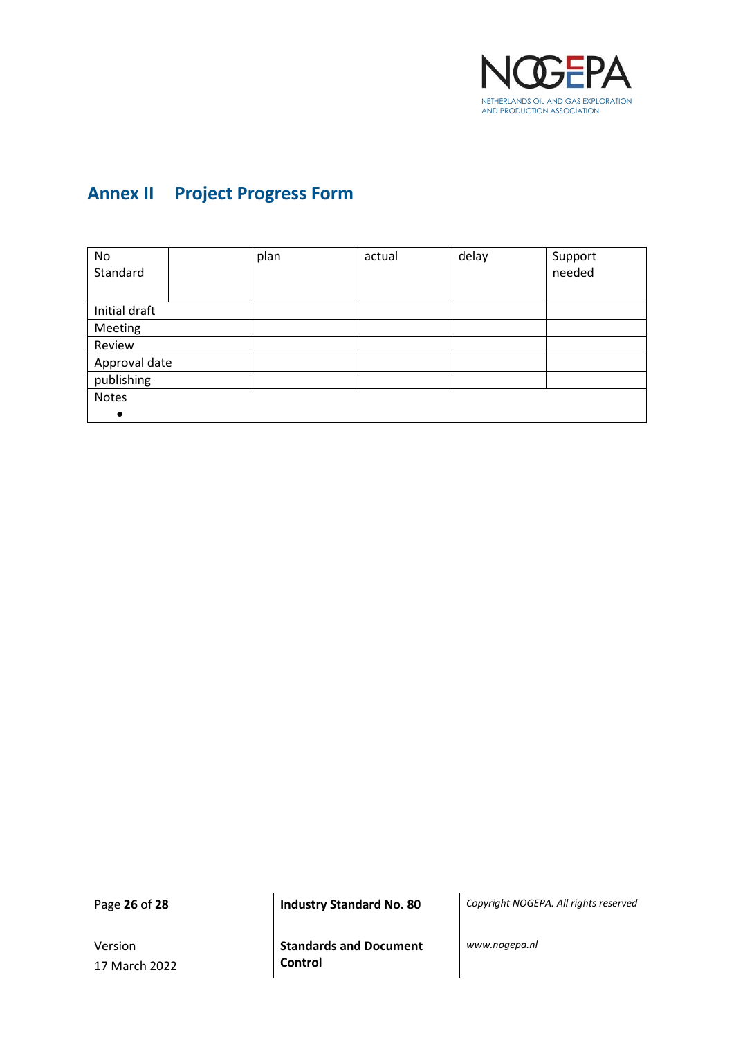## Annex II Project Progress Form

| No Standard | | plan | actual | delay | Support needed |
|---|---|---|---|---|---|
| Initial draft | | | | | |
| Meeting | | | | | |
| Review | | | | | |
| Approval date | | | | | |
| publishing | | | | | |
| Notes<br>• | | | | | |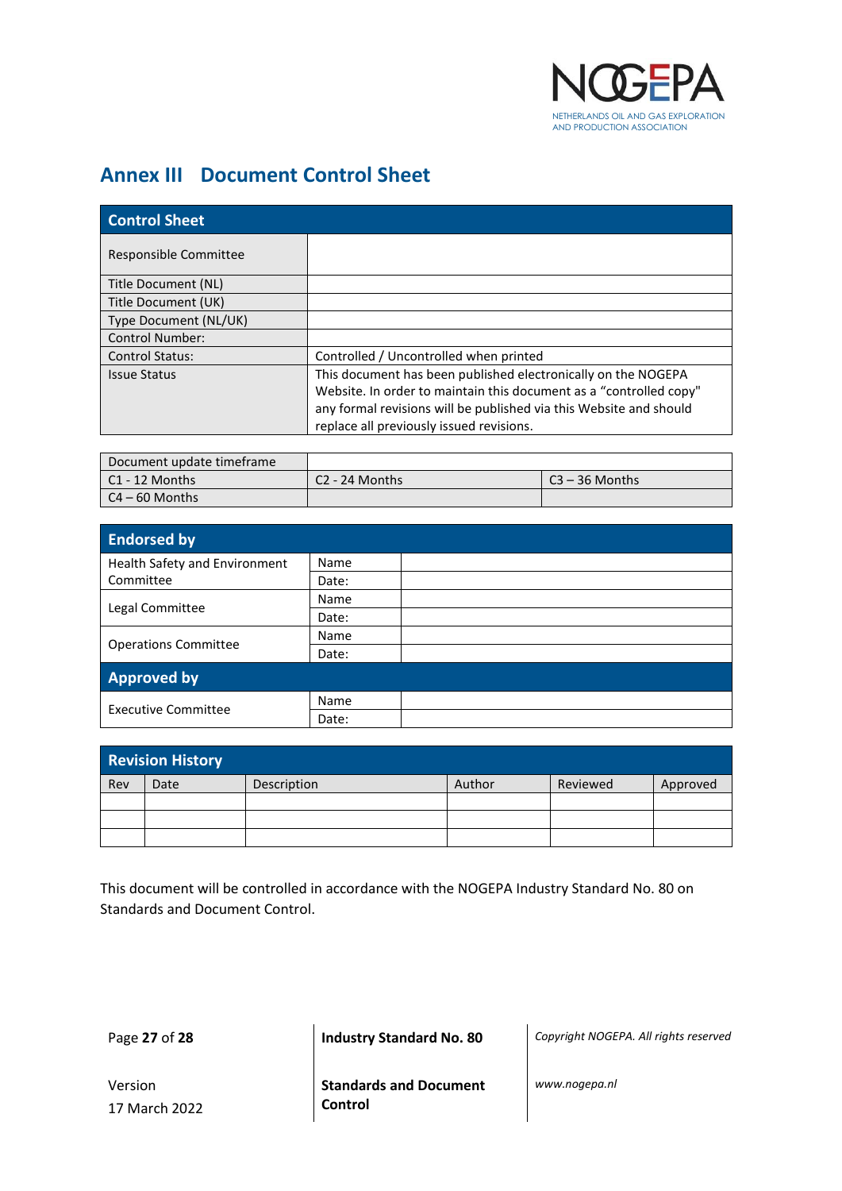## Annex III Document Control Sheet

| Control Sheet | |
|---|---|
| Responsible Committee | |
| Title Document (NL) | |
| Title Document (UK) | |
| Type Document (NL/UK) | |
| Control Number: | |
| Control Status: | Controlled / Uncontrolled when printed |
| Issue Status | This document has been published electronically on the NOGEPA Website. In order to maintain this document as a "controlled copy" any formal revisions will be published via this Website and should replace all previously issued revisions. |

| Document update timeframe | | |
|---|---|---|
| C1 - 12 Months | C2 - 24 Months | C3 – 36 Months |
| C4 – 60 Months | | |

| Endorsed by | | |
|---|---|---|
| Health Safety and Environment Committee | Name | |
| | Date: | |
| Legal Committee | Name | |
| | Date: | |
| Operations Committee | Name | |
| | Date: | |
| **Approved by** | | |
| Executive Committee | Name | |
| | Date: | |

| Revision History | | | | | |
|---|---|---|---|---|---|
| Rev | Date | Description | Author | Reviewed | Approved |
| | | | | | |
| | | | | | |
| | | | | | |

This document will be controlled in accordance with the NOGEPA Industry Standard No. 80 on Standards and Document Control.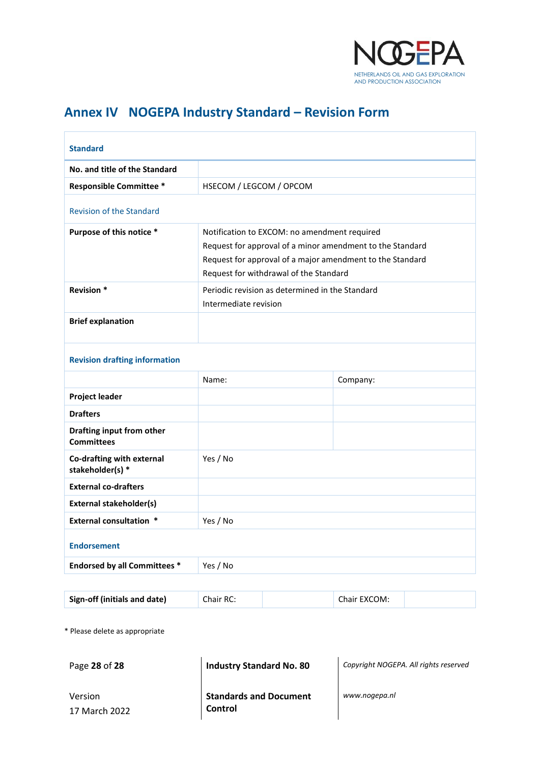## Annex IV NOGEPA Industry Standard – Revision Form

| | | |
|---|---|---|
| **Standard** | | |
| **No. and title of the Standard** | | |
| **Responsible Committee *** | HSECOM / LEGCOM / OPCOM | |
| Revision of the Standard | | |
| **Purpose of this notice *** | Notification to EXCOM: no amendment required<br>Request for approval of a minor amendment to the Standard<br>Request for approval of a major amendment to the Standard<br>Request for withdrawal of the Standard | |
| **Revision *** | Periodic revision as determined in the Standard<br>Intermediate revision | |
| **Brief explanation** | | |
| **Revision drafting information** | | |
| | Name: | Company: |
| **Project leader** | | |
| **Drafters** | | |
| **Drafting input from other Committees** | | |
| **Co-drafting with external stakeholder(s) *** | Yes / No | |
| **External co-drafters** | | |
| **External stakeholder(s)** | | |
| **External consultation *** | Yes / No | |
| **Endorsement** | | |
| **Endorsed by all Committees *** | Yes / No | |

| | | | | |
|---|---|---|---|---|
| **Sign-off (initials and date)** | Chair RC: | | Chair EXCOM: | |

* Please delete as appropriate